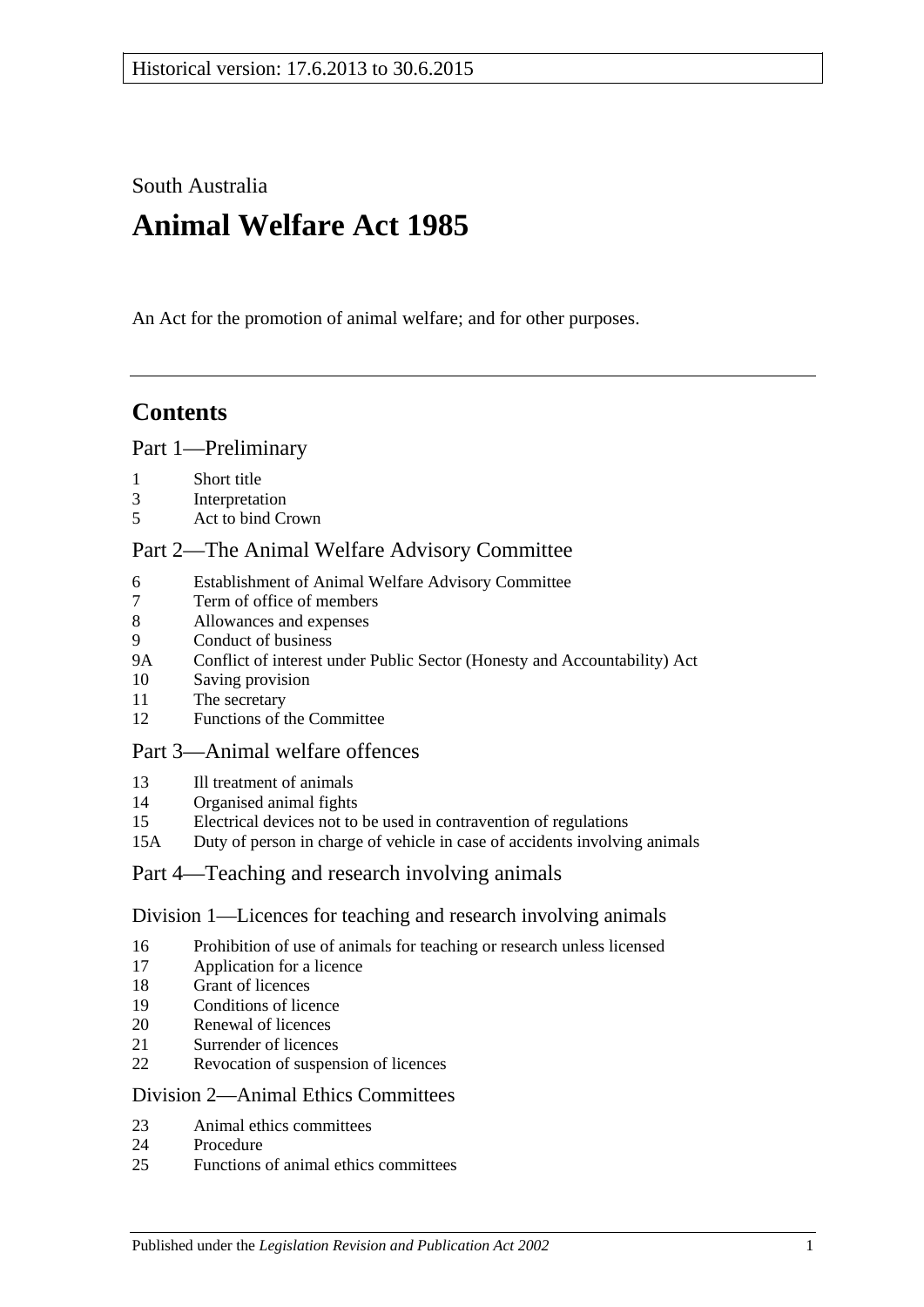Historical version: 17.6.2013 to 30.6.2015

South Australia

# Animal Welfare Act 1985

An Act for the promotion of animal welfare; and for other purposes.

## Contents

Part 1—Preliminary

1 Short title
3 Interpretation
5 Act to bind Crown

Part 2—The Animal Welfare Advisory Committee

6 Establishment of Animal Welfare Advisory Committee
7 Term of office of members
8 Allowances and expenses
9 Conduct of business
9A Conflict of interest under Public Sector (Honesty and Accountability) Act
10 Saving provision
11 The secretary
12 Functions of the Committee

Part 3—Animal welfare offences

13 Ill treatment of animals
14 Organised animal fights
15 Electrical devices not to be used in contravention of regulations
15A Duty of person in charge of vehicle in case of accidents involving animals

Part 4—Teaching and research involving animals

Division 1—Licences for teaching and research involving animals

16 Prohibition of use of animals for teaching or research unless licensed
17 Application for a licence
18 Grant of licences
19 Conditions of licence
20 Renewal of licences
21 Surrender of licences
22 Revocation of suspension of licences

Division 2—Animal Ethics Committees

23 Animal ethics committees
24 Procedure
25 Functions of animal ethics committees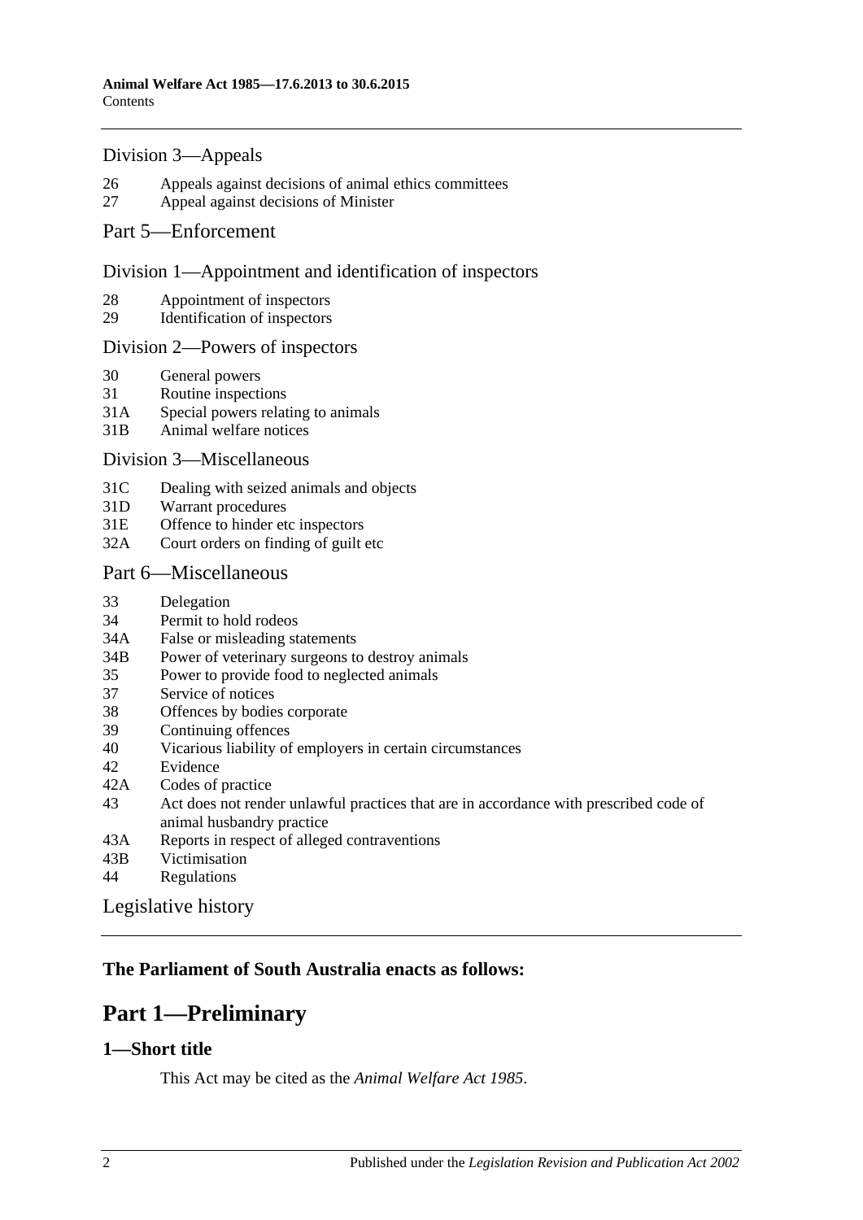Division 3—Appeals

26 Appeals against decisions of animal ethics committees
27 Appeal against decisions of Minister

Part 5—Enforcement

Division 1—Appointment and identification of inspectors

28 Appointment of inspectors
29 Identification of inspectors

Division 2—Powers of inspectors

30 General powers
31 Routine inspections
31A Special powers relating to animals
31B Animal welfare notices

Division 3—Miscellaneous

31C Dealing with seized animals and objects
31D Warrant procedures
31E Offence to hinder etc inspectors
32A Court orders on finding of guilt etc

Part 6—Miscellaneous

33 Delegation
34 Permit to hold rodeos
34A False or misleading statements
34B Power of veterinary surgeons to destroy animals
35 Power to provide food to neglected animals
37 Service of notices
38 Offences by bodies corporate
39 Continuing offences
40 Vicarious liability of employers in certain circumstances
42 Evidence
42A Codes of practice
43 Act does not render unlawful practices that are in accordance with prescribed code of animal husbandry practice
43A Reports in respect of alleged contraventions
43B Victimisation
44 Regulations

Legislative history

**The Parliament of South Australia enacts as follows:**

# Part 1—Preliminary

## 1—Short title

This Act may be cited as the *Animal Welfare Act 1985*.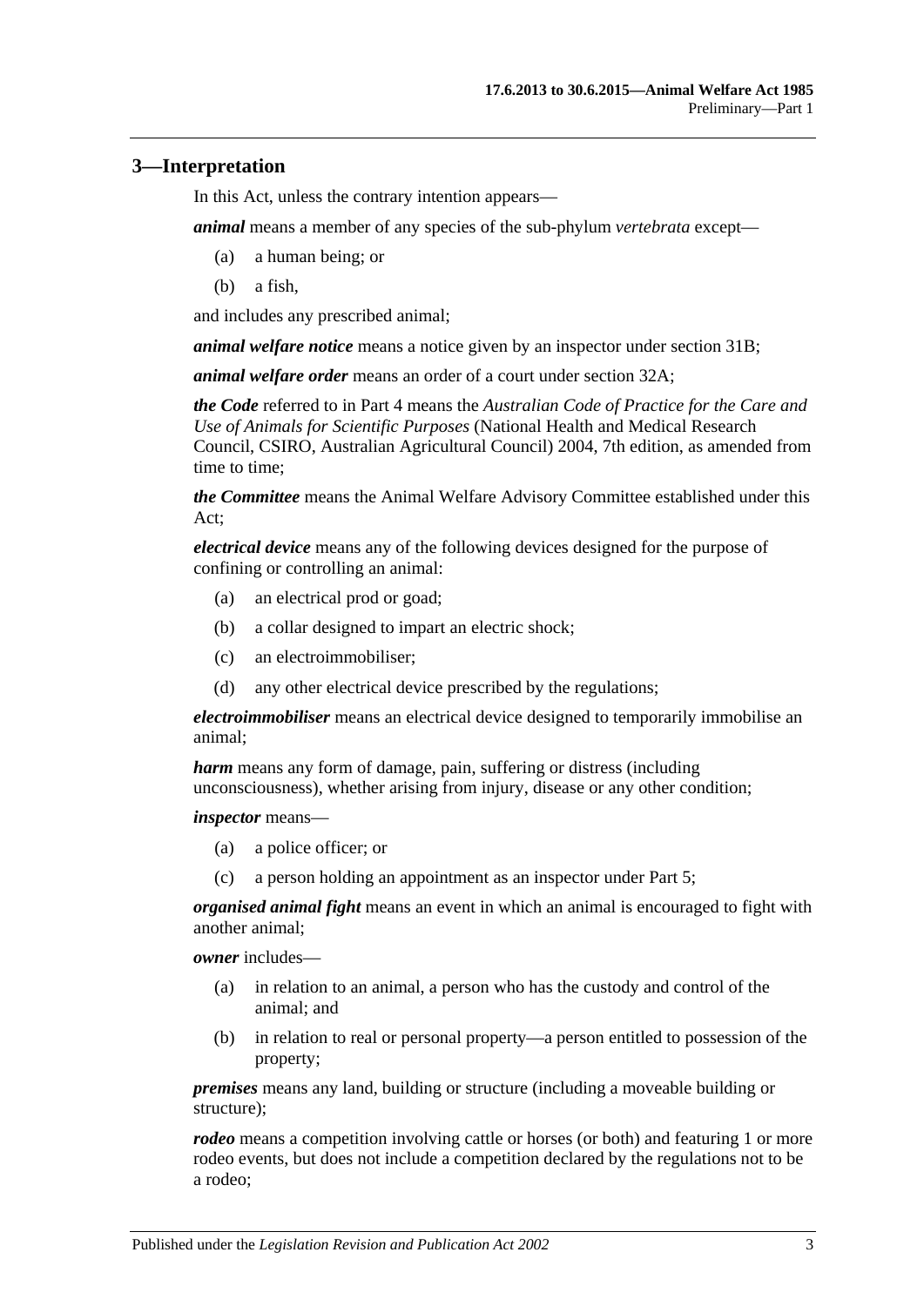## 3—Interpretation

In this Act, unless the contrary intention appears—

***animal*** means a member of any species of the sub-phylum *vertebrata* except—

(a) a human being; or

(b) a fish,

and includes any prescribed animal;

***animal welfare notice*** means a notice given by an inspector under section 31B;

***animal welfare order*** means an order of a court under section 32A;

***the Code*** referred to in Part 4 means the *Australian Code of Practice for the Care and Use of Animals for Scientific Purposes* (National Health and Medical Research Council, CSIRO, Australian Agricultural Council) 2004, 7th edition, as amended from time to time;

***the Committee*** means the Animal Welfare Advisory Committee established under this Act;

***electrical device*** means any of the following devices designed for the purpose of confining or controlling an animal:

(a) an electrical prod or goad;

(b) a collar designed to impart an electric shock;

(c) an electroimmobiliser;

(d) any other electrical device prescribed by the regulations;

***electroimmobiliser*** means an electrical device designed to temporarily immobilise an animal;

***harm*** means any form of damage, pain, suffering or distress (including unconsciousness), whether arising from injury, disease or any other condition;

***inspector*** means—

(a) a police officer; or

(c) a person holding an appointment as an inspector under Part 5;

***organised animal fight*** means an event in which an animal is encouraged to fight with another animal;

***owner*** includes—

(a) in relation to an animal, a person who has the custody and control of the animal; and

(b) in relation to real or personal property—a person entitled to possession of the property;

***premises*** means any land, building or structure (including a moveable building or structure);

***rodeo*** means a competition involving cattle or horses (or both) and featuring 1 or more rodeo events, but does not include a competition declared by the regulations not to be a rodeo;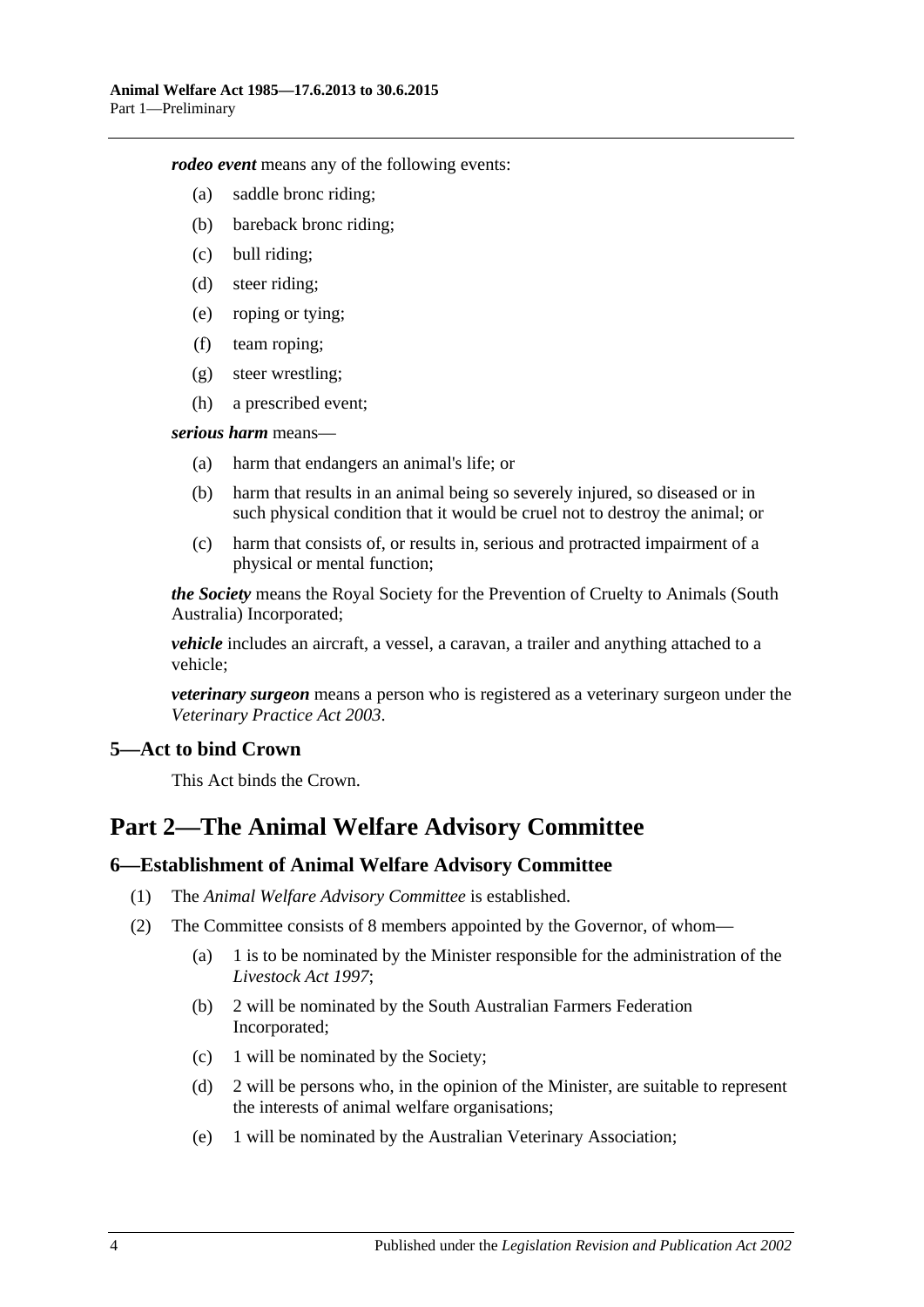***rodeo event*** means any of the following events:

(a) saddle bronc riding;

(b) bareback bronc riding;

(c) bull riding;

(d) steer riding;

(e) roping or tying;

(f) team roping;

(g) steer wrestling;

(h) a prescribed event;

***serious harm*** means—

(a) harm that endangers an animal's life; or

(b) harm that results in an animal being so severely injured, so diseased or in such physical condition that it would be cruel not to destroy the animal; or

(c) harm that consists of, or results in, serious and protracted impairment of a physical or mental function;

***the Society*** means the Royal Society for the Prevention of Cruelty to Animals (South Australia) Incorporated;

***vehicle*** includes an aircraft, a vessel, a caravan, a trailer and anything attached to a vehicle;

***veterinary surgeon*** means a person who is registered as a veterinary surgeon under the *Veterinary Practice Act 2003*.

### 5—Act to bind Crown

This Act binds the Crown.

## Part 2—The Animal Welfare Advisory Committee

### 6—Establishment of Animal Welfare Advisory Committee

(1) The *Animal Welfare Advisory Committee* is established.

(2) The Committee consists of 8 members appointed by the Governor, of whom—

(a) 1 is to be nominated by the Minister responsible for the administration of the *Livestock Act 1997*;

(b) 2 will be nominated by the South Australian Farmers Federation Incorporated;

(c) 1 will be nominated by the Society;

(d) 2 will be persons who, in the opinion of the Minister, are suitable to represent the interests of animal welfare organisations;

(e) 1 will be nominated by the Australian Veterinary Association;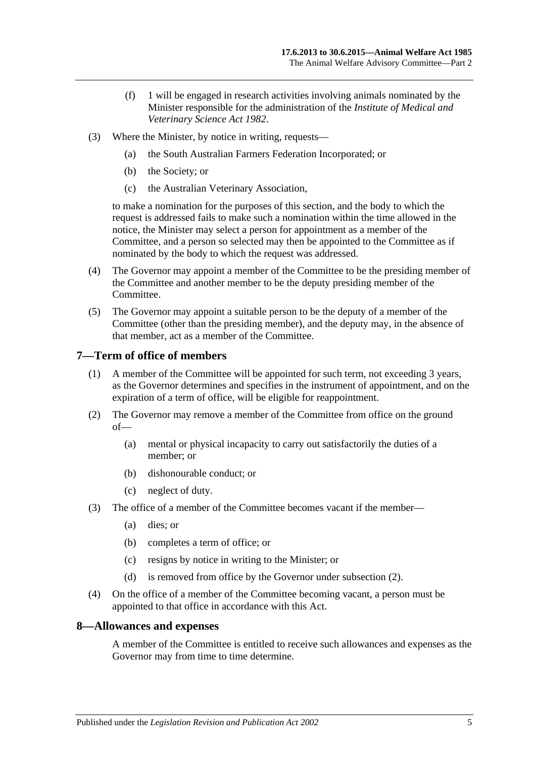(f) 1 will be engaged in research activities involving animals nominated by the Minister responsible for the administration of the *Institute of Medical and Veterinary Science Act 1982*.

(3) Where the Minister, by notice in writing, requests—

(a) the South Australian Farmers Federation Incorporated; or

(b) the Society; or

(c) the Australian Veterinary Association,

to make a nomination for the purposes of this section, and the body to which the request is addressed fails to make such a nomination within the time allowed in the notice, the Minister may select a person for appointment as a member of the Committee, and a person so selected may then be appointed to the Committee as if nominated by the body to which the request was addressed.

(4) The Governor may appoint a member of the Committee to be the presiding member of the Committee and another member to be the deputy presiding member of the Committee.

(5) The Governor may appoint a suitable person to be the deputy of a member of the Committee (other than the presiding member), and the deputy may, in the absence of that member, act as a member of the Committee.

## 7—Term of office of members

(1) A member of the Committee will be appointed for such term, not exceeding 3 years, as the Governor determines and specifies in the instrument of appointment, and on the expiration of a term of office, will be eligible for reappointment.

(2) The Governor may remove a member of the Committee from office on the ground of—

(a) mental or physical incapacity to carry out satisfactorily the duties of a member; or

(b) dishonourable conduct; or

(c) neglect of duty.

(3) The office of a member of the Committee becomes vacant if the member—

(a) dies; or

(b) completes a term of office; or

(c) resigns by notice in writing to the Minister; or

(d) is removed from office by the Governor under subsection (2).

(4) On the office of a member of the Committee becoming vacant, a person must be appointed to that office in accordance with this Act.

## 8—Allowances and expenses

A member of the Committee is entitled to receive such allowances and expenses as the Governor may from time to time determine.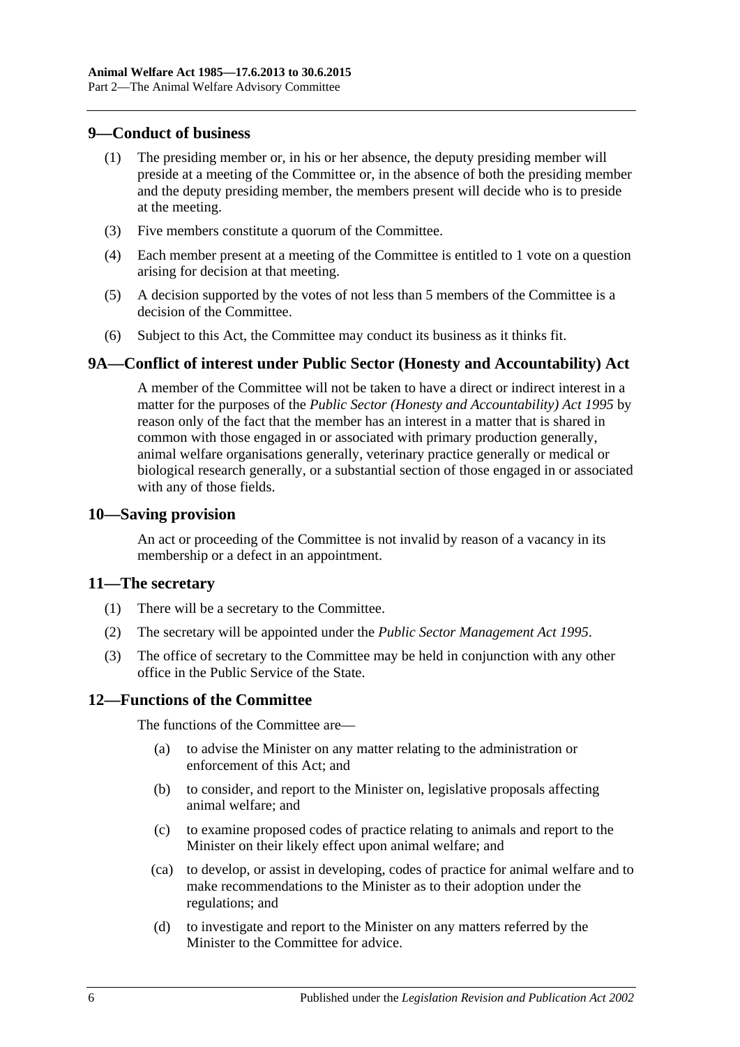## 9—Conduct of business

(1) The presiding member or, in his or her absence, the deputy presiding member will preside at a meeting of the Committee or, in the absence of both the presiding member and the deputy presiding member, the members present will decide who is to preside at the meeting.

(3) Five members constitute a quorum of the Committee.

(4) Each member present at a meeting of the Committee is entitled to 1 vote on a question arising for decision at that meeting.

(5) A decision supported by the votes of not less than 5 members of the Committee is a decision of the Committee.

(6) Subject to this Act, the Committee may conduct its business as it thinks fit.

## 9A—Conflict of interest under Public Sector (Honesty and Accountability) Act

A member of the Committee will not be taken to have a direct or indirect interest in a matter for the purposes of the *Public Sector (Honesty and Accountability) Act 1995* by reason only of the fact that the member has an interest in a matter that is shared in common with those engaged in or associated with primary production generally, animal welfare organisations generally, veterinary practice generally or medical or biological research generally, or a substantial section of those engaged in or associated with any of those fields.

## 10—Saving provision

An act or proceeding of the Committee is not invalid by reason of a vacancy in its membership or a defect in an appointment.

## 11—The secretary

(1) There will be a secretary to the Committee.

(2) The secretary will be appointed under the *Public Sector Management Act 1995*.

(3) The office of secretary to the Committee may be held in conjunction with any other office in the Public Service of the State.

## 12—Functions of the Committee

The functions of the Committee are—

(a) to advise the Minister on any matter relating to the administration or enforcement of this Act; and

(b) to consider, and report to the Minister on, legislative proposals affecting animal welfare; and

(c) to examine proposed codes of practice relating to animals and report to the Minister on their likely effect upon animal welfare; and

(ca) to develop, or assist in developing, codes of practice for animal welfare and to make recommendations to the Minister as to their adoption under the regulations; and

(d) to investigate and report to the Minister on any matters referred by the Minister to the Committee for advice.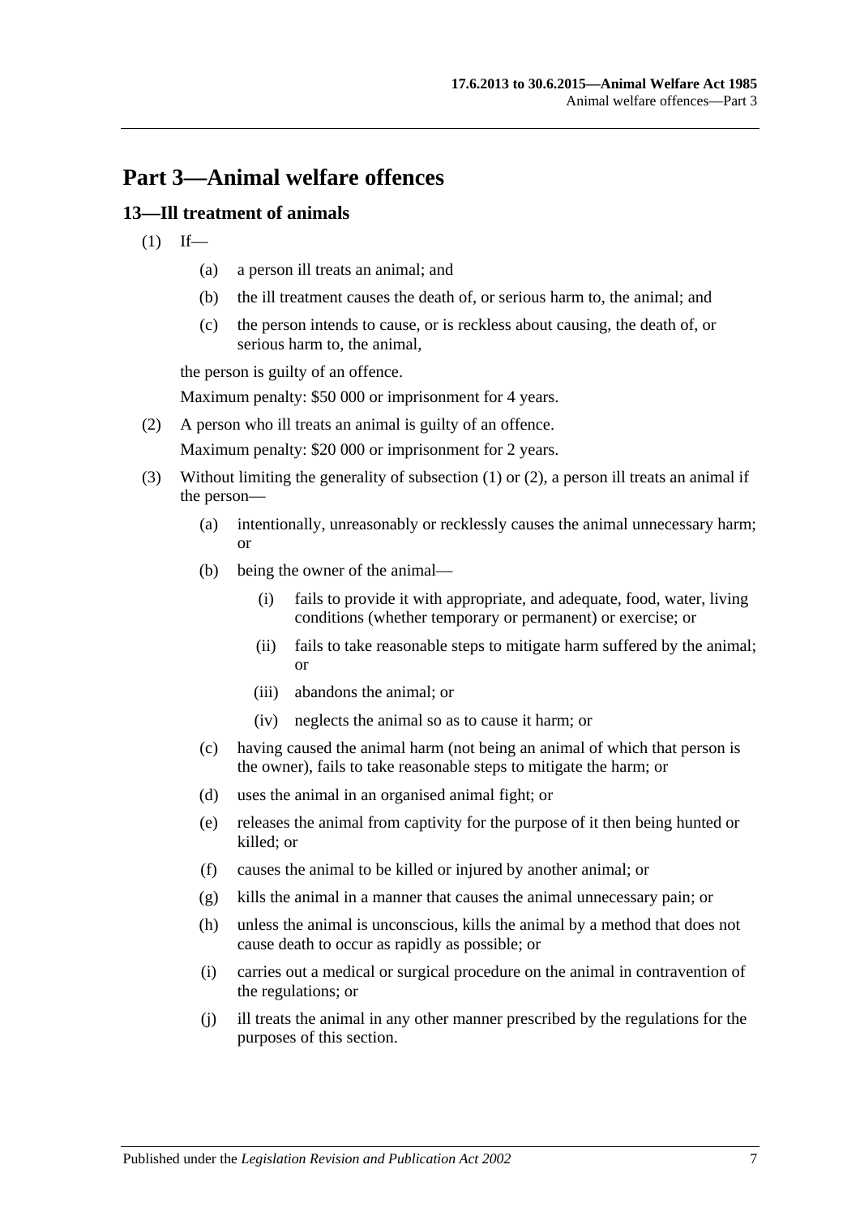# Part 3—Animal welfare offences

## 13—Ill treatment of animals

(1) If—

- (a) a person ill treats an animal; and
- (b) the ill treatment causes the death of, or serious harm to, the animal; and
- (c) the person intends to cause, or is reckless about causing, the death of, or serious harm to, the animal,

the person is guilty of an offence.

Maximum penalty: $50 000 or imprisonment for 4 years.

(2) A person who ill treats an animal is guilty of an offence.

Maximum penalty: $20 000 or imprisonment for 2 years.

(3) Without limiting the generality of subsection (1) or (2), a person ill treats an animal if the person—

- (a) intentionally, unreasonably or recklessly causes the animal unnecessary harm; or
- (b) being the owner of the animal—
  - (i) fails to provide it with appropriate, and adequate, food, water, living conditions (whether temporary or permanent) or exercise; or
  - (ii) fails to take reasonable steps to mitigate harm suffered by the animal; or
  - (iii) abandons the animal; or
  - (iv) neglects the animal so as to cause it harm; or
- (c) having caused the animal harm (not being an animal of which that person is the owner), fails to take reasonable steps to mitigate the harm; or
- (d) uses the animal in an organised animal fight; or
- (e) releases the animal from captivity for the purpose of it then being hunted or killed; or
- (f) causes the animal to be killed or injured by another animal; or
- (g) kills the animal in a manner that causes the animal unnecessary pain; or
- (h) unless the animal is unconscious, kills the animal by a method that does not cause death to occur as rapidly as possible; or
- (i) carries out a medical or surgical procedure on the animal in contravention of the regulations; or
- (j) ill treats the animal in any other manner prescribed by the regulations for the purposes of this section.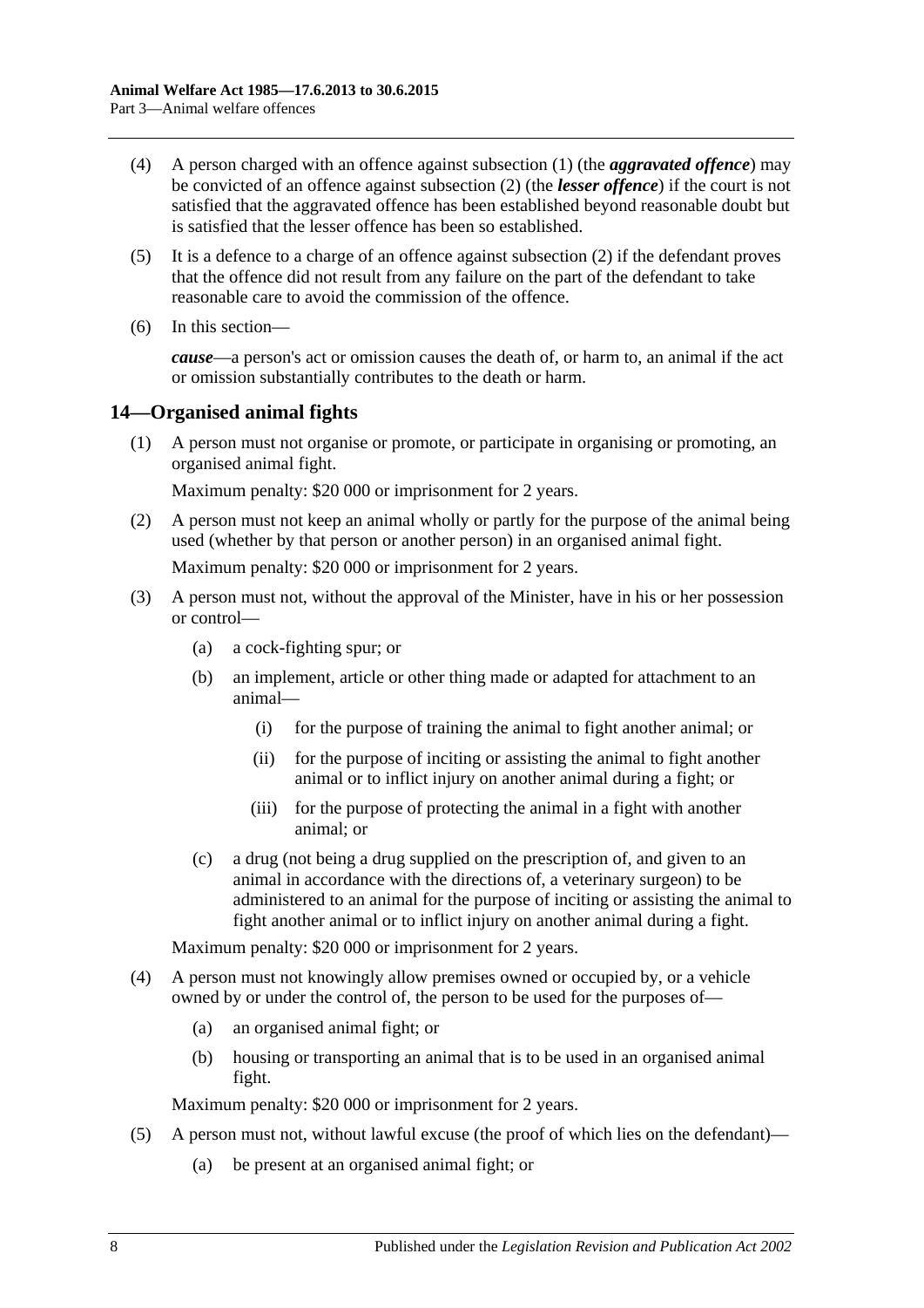(4) A person charged with an offence against subsection (1) (the ***aggravated offence***) may be convicted of an offence against subsection (2) (the ***lesser offence***) if the court is not satisfied that the aggravated offence has been established beyond reasonable doubt but is satisfied that the lesser offence has been so established.

(5) It is a defence to a charge of an offence against subsection (2) if the defendant proves that the offence did not result from any failure on the part of the defendant to take reasonable care to avoid the commission of the offence.

(6) In this section—

***cause***—a person's act or omission causes the death of, or harm to, an animal if the act or omission substantially contributes to the death or harm.

## 14—Organised animal fights

(1) A person must not organise or promote, or participate in organising or promoting, an organised animal fight.

Maximum penalty: $20 000 or imprisonment for 2 years.

(2) A person must not keep an animal wholly or partly for the purpose of the animal being used (whether by that person or another person) in an organised animal fight.

Maximum penalty: $20 000 or imprisonment for 2 years.

(3) A person must not, without the approval of the Minister, have in his or her possession or control—

- (a) a cock-fighting spur; or
- (b) an implement, article or other thing made or adapted for attachment to an animal—
  - (i) for the purpose of training the animal to fight another animal; or
  - (ii) for the purpose of inciting or assisting the animal to fight another animal or to inflict injury on another animal during a fight; or
  - (iii) for the purpose of protecting the animal in a fight with another animal; or
- (c) a drug (not being a drug supplied on the prescription of, and given to an animal in accordance with the directions of, a veterinary surgeon) to be administered to an animal for the purpose of inciting or assisting the animal to fight another animal or to inflict injury on another animal during a fight.

Maximum penalty: $20 000 or imprisonment for 2 years.

(4) A person must not knowingly allow premises owned or occupied by, or a vehicle owned by or under the control of, the person to be used for the purposes of—

- (a) an organised animal fight; or
- (b) housing or transporting an animal that is to be used in an organised animal fight.

Maximum penalty: $20 000 or imprisonment for 2 years.

(5) A person must not, without lawful excuse (the proof of which lies on the defendant)—

- (a) be present at an organised animal fight; or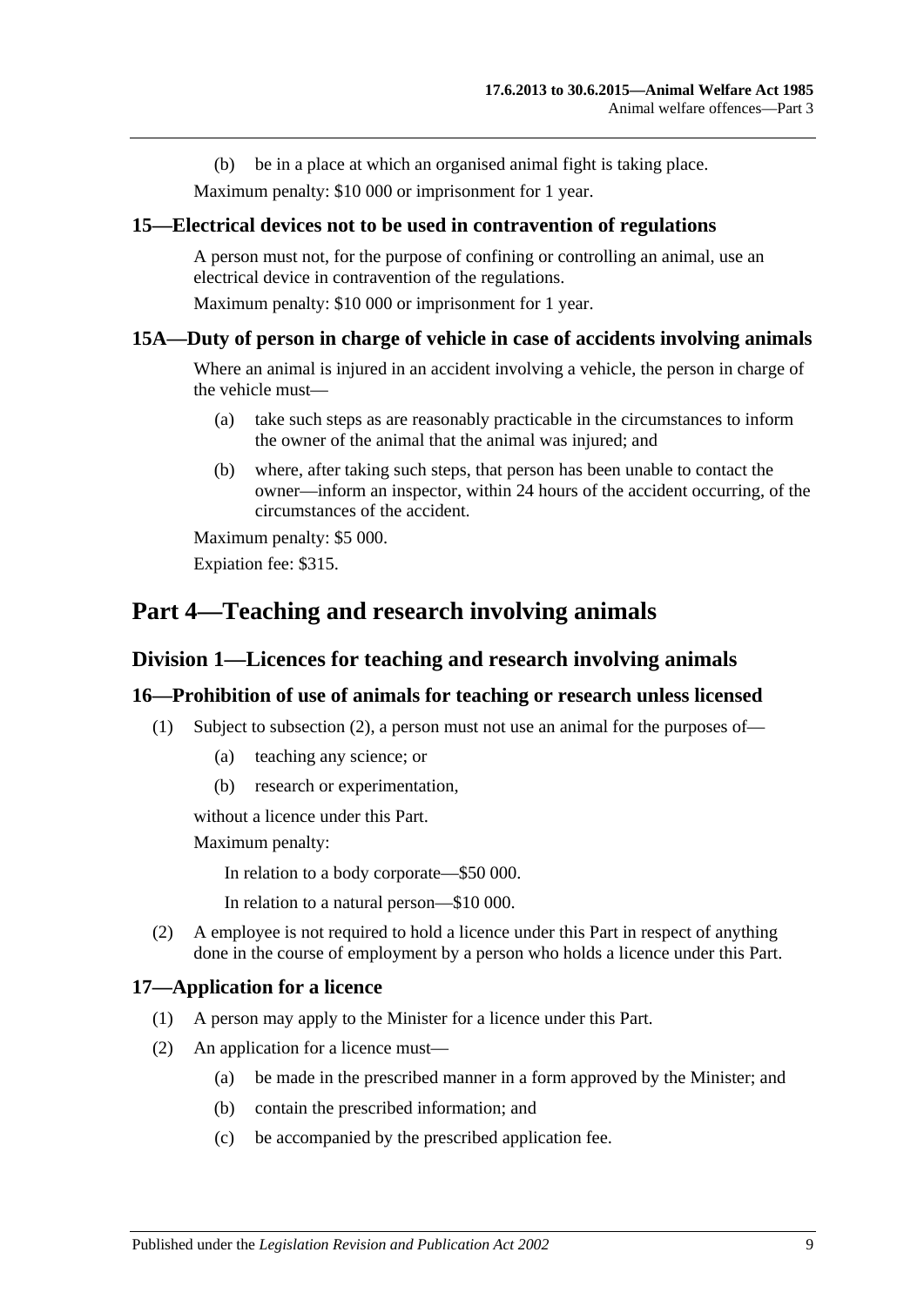(b) be in a place at which an organised animal fight is taking place.

Maximum penalty: $10 000 or imprisonment for 1 year.

### 15—Electrical devices not to be used in contravention of regulations

A person must not, for the purpose of confining or controlling an animal, use an electrical device in contravention of the regulations.

Maximum penalty: $10 000 or imprisonment for 1 year.

### 15A—Duty of person in charge of vehicle in case of accidents involving animals

Where an animal is injured in an accident involving a vehicle, the person in charge of the vehicle must—

(a) take such steps as are reasonably practicable in the circumstances to inform the owner of the animal that the animal was injured; and

(b) where, after taking such steps, that person has been unable to contact the owner—inform an inspector, within 24 hours of the accident occurring, of the circumstances of the accident.

Maximum penalty: $5 000.

Expiation fee: $315.

# Part 4—Teaching and research involving animals

## Division 1—Licences for teaching and research involving animals

### 16—Prohibition of use of animals for teaching or research unless licensed

(1) Subject to subsection (2), a person must not use an animal for the purposes of—

(a) teaching any science; or

(b) research or experimentation,

without a licence under this Part.

Maximum penalty:

In relation to a body corporate—$50 000.

In relation to a natural person—$10 000.

(2) A employee is not required to hold a licence under this Part in respect of anything done in the course of employment by a person who holds a licence under this Part.

### 17—Application for a licence

(1) A person may apply to the Minister for a licence under this Part.

(2) An application for a licence must—

(a) be made in the prescribed manner in a form approved by the Minister; and

(b) contain the prescribed information; and

(c) be accompanied by the prescribed application fee.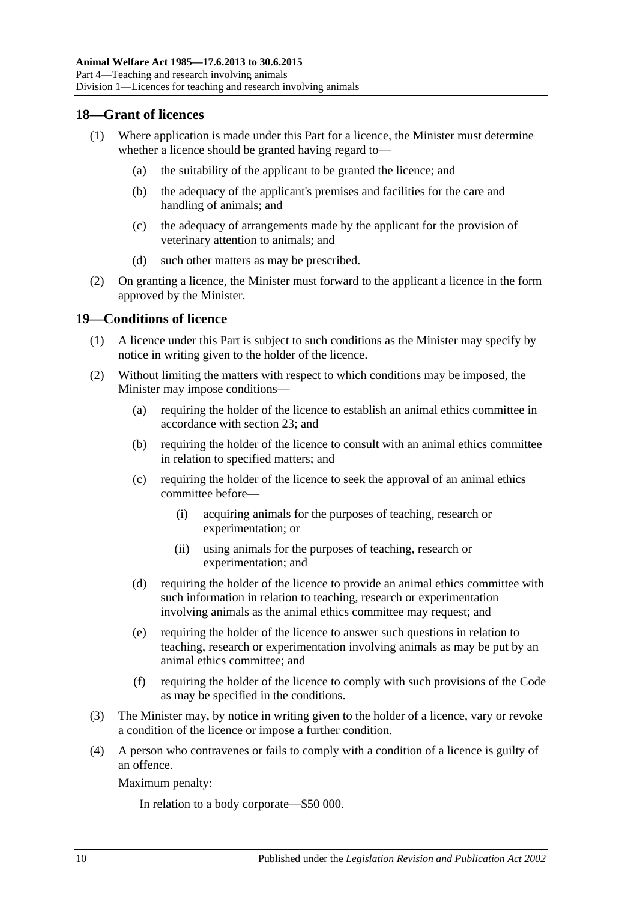## 18—Grant of licences

(1) Where application is made under this Part for a licence, the Minister must determine whether a licence should be granted having regard to—

(a) the suitability of the applicant to be granted the licence; and

(b) the adequacy of the applicant's premises and facilities for the care and handling of animals; and

(c) the adequacy of arrangements made by the applicant for the provision of veterinary attention to animals; and

(d) such other matters as may be prescribed.

(2) On granting a licence, the Minister must forward to the applicant a licence in the form approved by the Minister.

## 19—Conditions of licence

(1) A licence under this Part is subject to such conditions as the Minister may specify by notice in writing given to the holder of the licence.

(2) Without limiting the matters with respect to which conditions may be imposed, the Minister may impose conditions—

(a) requiring the holder of the licence to establish an animal ethics committee in accordance with section 23; and

(b) requiring the holder of the licence to consult with an animal ethics committee in relation to specified matters; and

(c) requiring the holder of the licence to seek the approval of an animal ethics committee before—

(i) acquiring animals for the purposes of teaching, research or experimentation; or

(ii) using animals for the purposes of teaching, research or experimentation; and

(d) requiring the holder of the licence to provide an animal ethics committee with such information in relation to teaching, research or experimentation involving animals as the animal ethics committee may request; and

(e) requiring the holder of the licence to answer such questions in relation to teaching, research or experimentation involving animals as may be put by an animal ethics committee; and

(f) requiring the holder of the licence to comply with such provisions of the Code as may be specified in the conditions.

(3) The Minister may, by notice in writing given to the holder of a licence, vary or revoke a condition of the licence or impose a further condition.

(4) A person who contravenes or fails to comply with a condition of a licence is guilty of an offence.

Maximum penalty:

In relation to a body corporate—$50 000.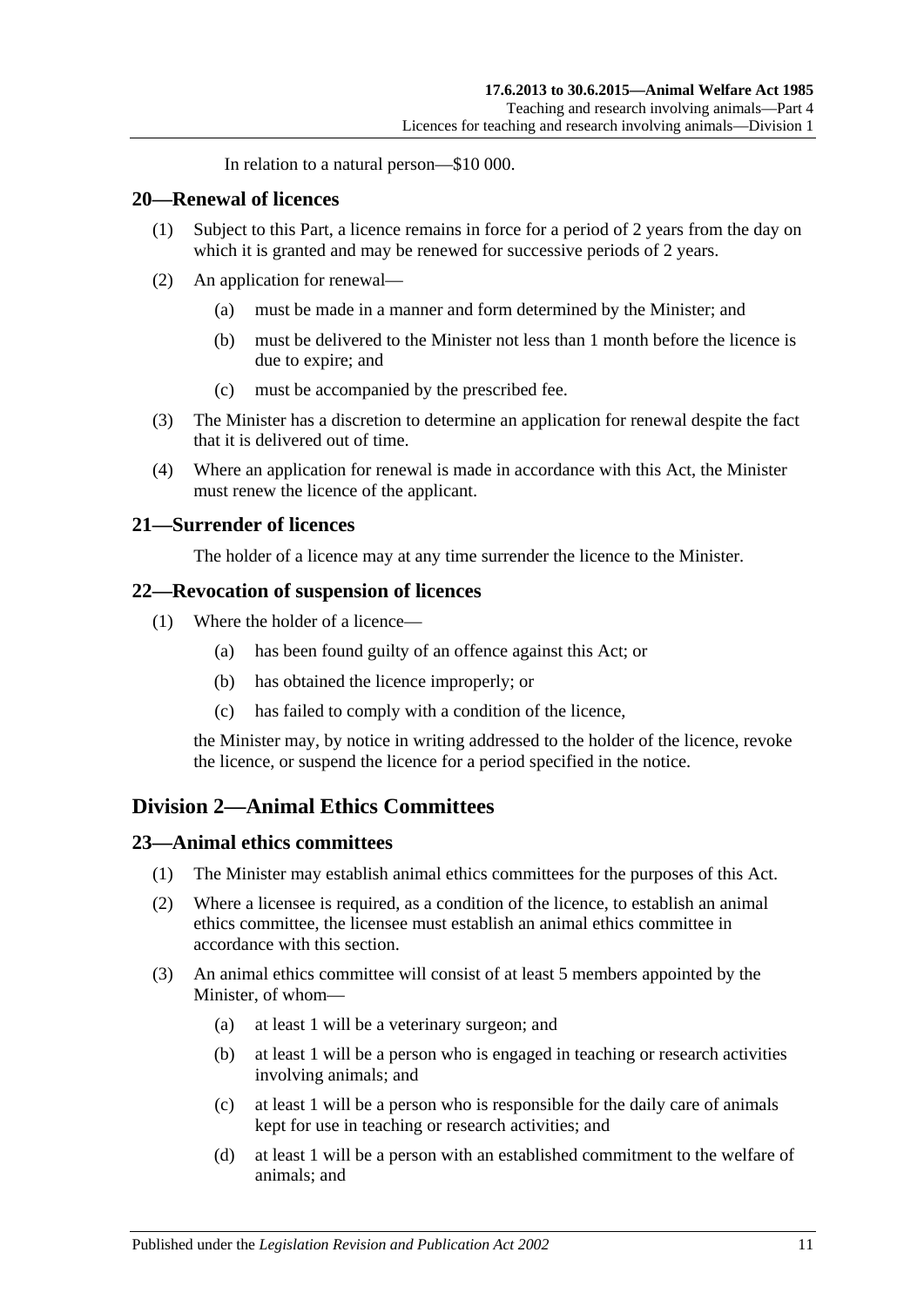In relation to a natural person—$10 000.

## 20—Renewal of licences

(1) Subject to this Part, a licence remains in force for a period of 2 years from the day on which it is granted and may be renewed for successive periods of 2 years.

(2) An application for renewal—

(a) must be made in a manner and form determined by the Minister; and

(b) must be delivered to the Minister not less than 1 month before the licence is due to expire; and

(c) must be accompanied by the prescribed fee.

(3) The Minister has a discretion to determine an application for renewal despite the fact that it is delivered out of time.

(4) Where an application for renewal is made in accordance with this Act, the Minister must renew the licence of the applicant.

## 21—Surrender of licences

The holder of a licence may at any time surrender the licence to the Minister.

## 22—Revocation of suspension of licences

(1) Where the holder of a licence—

(a) has been found guilty of an offence against this Act; or

(b) has obtained the licence improperly; or

(c) has failed to comply with a condition of the licence,

the Minister may, by notice in writing addressed to the holder of the licence, revoke the licence, or suspend the licence for a period specified in the notice.

# Division 2—Animal Ethics Committees

## 23—Animal ethics committees

(1) The Minister may establish animal ethics committees for the purposes of this Act.

(2) Where a licensee is required, as a condition of the licence, to establish an animal ethics committee, the licensee must establish an animal ethics committee in accordance with this section.

(3) An animal ethics committee will consist of at least 5 members appointed by the Minister, of whom—

(a) at least 1 will be a veterinary surgeon; and

(b) at least 1 will be a person who is engaged in teaching or research activities involving animals; and

(c) at least 1 will be a person who is responsible for the daily care of animals kept for use in teaching or research activities; and

(d) at least 1 will be a person with an established commitment to the welfare of animals; and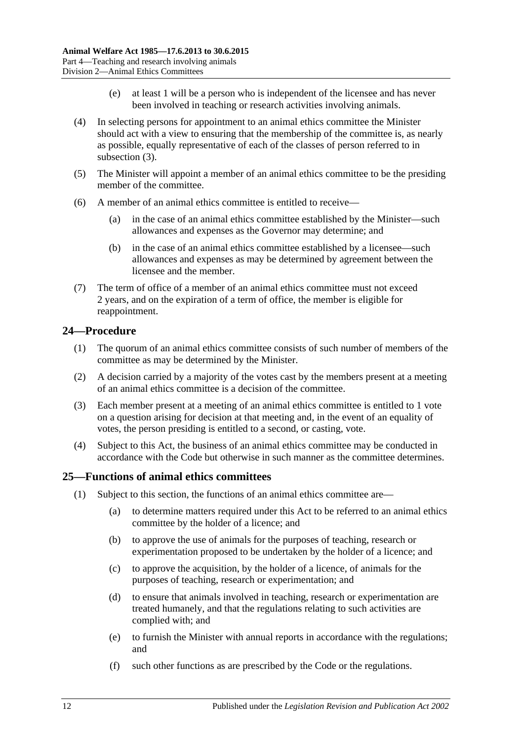(e) at least 1 will be a person who is independent of the licensee and has never been involved in teaching or research activities involving animals.

(4) In selecting persons for appointment to an animal ethics committee the Minister should act with a view to ensuring that the membership of the committee is, as nearly as possible, equally representative of each of the classes of person referred to in subsection (3).

(5) The Minister will appoint a member of an animal ethics committee to be the presiding member of the committee.

(6) A member of an animal ethics committee is entitled to receive—

(a) in the case of an animal ethics committee established by the Minister—such allowances and expenses as the Governor may determine; and

(b) in the case of an animal ethics committee established by a licensee—such allowances and expenses as may be determined by agreement between the licensee and the member.

(7) The term of office of a member of an animal ethics committee must not exceed 2 years, and on the expiration of a term of office, the member is eligible for reappointment.

## 24—Procedure

(1) The quorum of an animal ethics committee consists of such number of members of the committee as may be determined by the Minister.

(2) A decision carried by a majority of the votes cast by the members present at a meeting of an animal ethics committee is a decision of the committee.

(3) Each member present at a meeting of an animal ethics committee is entitled to 1 vote on a question arising for decision at that meeting and, in the event of an equality of votes, the person presiding is entitled to a second, or casting, vote.

(4) Subject to this Act, the business of an animal ethics committee may be conducted in accordance with the Code but otherwise in such manner as the committee determines.

## 25—Functions of animal ethics committees

(1) Subject to this section, the functions of an animal ethics committee are—

(a) to determine matters required under this Act to be referred to an animal ethics committee by the holder of a licence; and

(b) to approve the use of animals for the purposes of teaching, research or experimentation proposed to be undertaken by the holder of a licence; and

(c) to approve the acquisition, by the holder of a licence, of animals for the purposes of teaching, research or experimentation; and

(d) to ensure that animals involved in teaching, research or experimentation are treated humanely, and that the regulations relating to such activities are complied with; and

(e) to furnish the Minister with annual reports in accordance with the regulations; and

(f) such other functions as are prescribed by the Code or the regulations.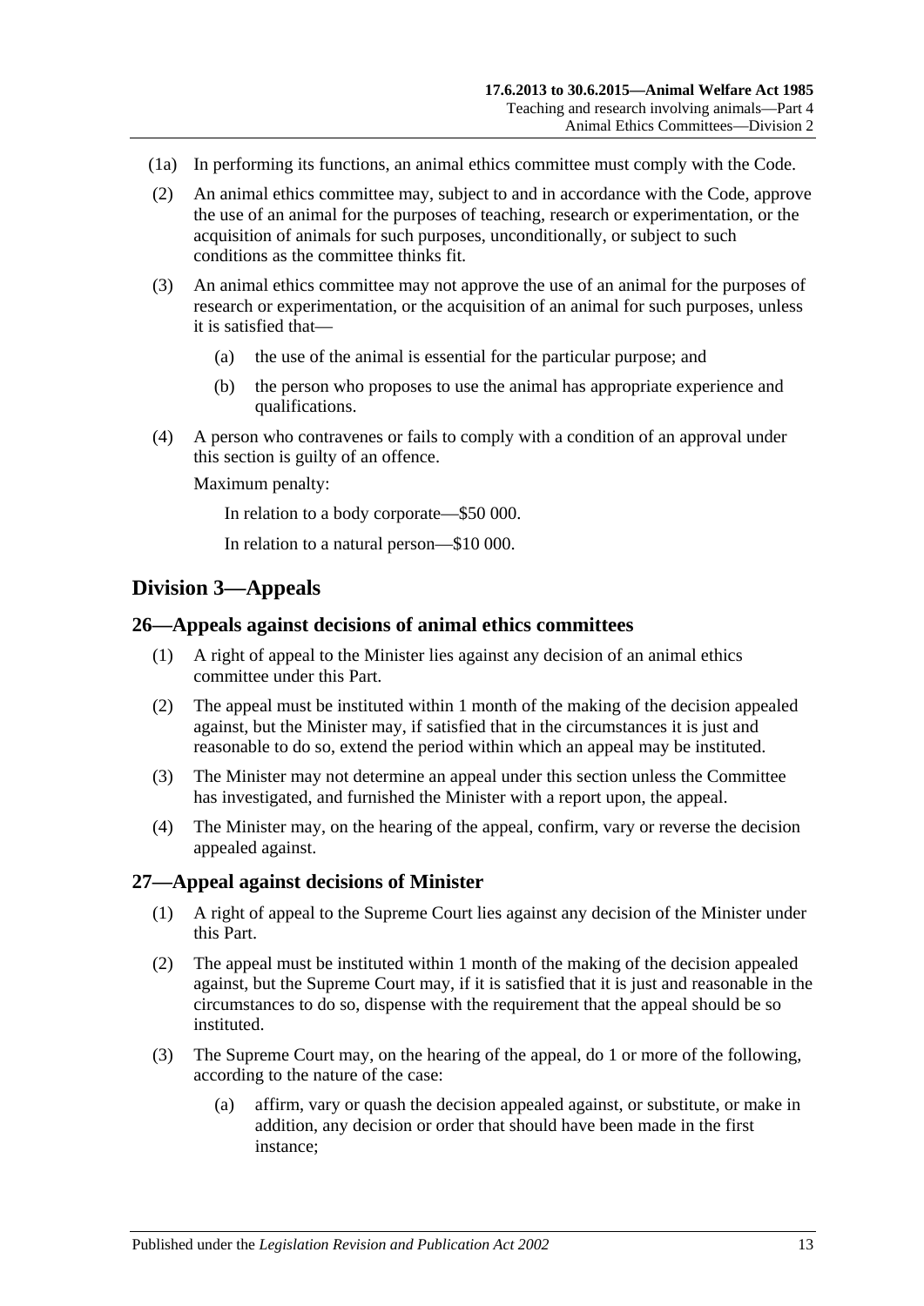(1a) In performing its functions, an animal ethics committee must comply with the Code.

(2) An animal ethics committee may, subject to and in accordance with the Code, approve the use of an animal for the purposes of teaching, research or experimentation, or the acquisition of animals for such purposes, unconditionally, or subject to such conditions as the committee thinks fit.

(3) An animal ethics committee may not approve the use of an animal for the purposes of research or experimentation, or the acquisition of an animal for such purposes, unless it is satisfied that—

(a) the use of the animal is essential for the particular purpose; and

(b) the person who proposes to use the animal has appropriate experience and qualifications.

(4) A person who contravenes or fails to comply with a condition of an approval under this section is guilty of an offence.

Maximum penalty:

In relation to a body corporate—$50 000.

In relation to a natural person—$10 000.

## Division 3—Appeals

### 26—Appeals against decisions of animal ethics committees

(1) A right of appeal to the Minister lies against any decision of an animal ethics committee under this Part.

(2) The appeal must be instituted within 1 month of the making of the decision appealed against, but the Minister may, if satisfied that in the circumstances it is just and reasonable to do so, extend the period within which an appeal may be instituted.

(3) The Minister may not determine an appeal under this section unless the Committee has investigated, and furnished the Minister with a report upon, the appeal.

(4) The Minister may, on the hearing of the appeal, confirm, vary or reverse the decision appealed against.

### 27—Appeal against decisions of Minister

(1) A right of appeal to the Supreme Court lies against any decision of the Minister under this Part.

(2) The appeal must be instituted within 1 month of the making of the decision appealed against, but the Supreme Court may, if it is satisfied that it is just and reasonable in the circumstances to do so, dispense with the requirement that the appeal should be so instituted.

(3) The Supreme Court may, on the hearing of the appeal, do 1 or more of the following, according to the nature of the case:

(a) affirm, vary or quash the decision appealed against, or substitute, or make in addition, any decision or order that should have been made in the first instance;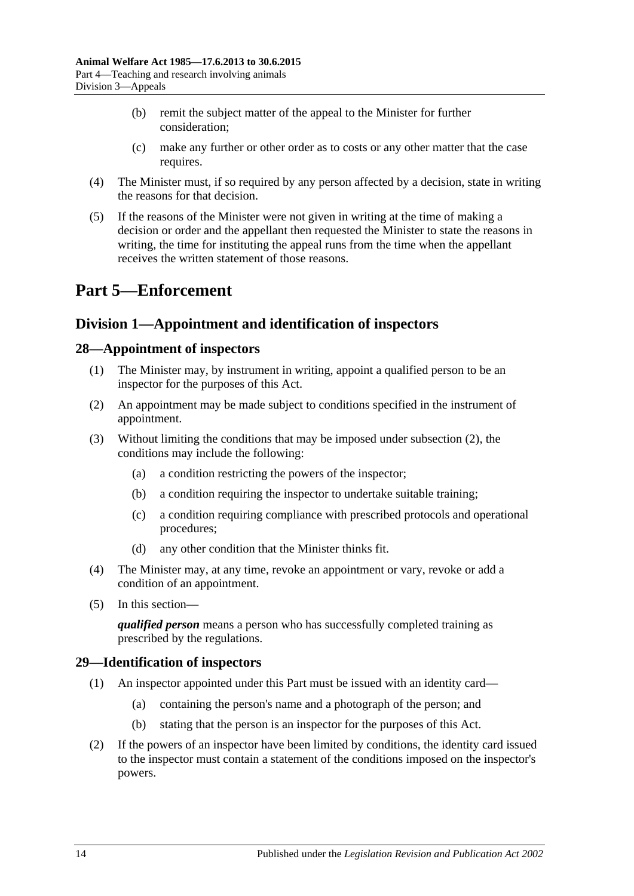(b) remit the subject matter of the appeal to the Minister for further consideration;

(c) make any further or other order as to costs or any other matter that the case requires.

(4) The Minister must, if so required by any person affected by a decision, state in writing the reasons for that decision.

(5) If the reasons of the Minister were not given in writing at the time of making a decision or order and the appellant then requested the Minister to state the reasons in writing, the time for instituting the appeal runs from the time when the appellant receives the written statement of those reasons.

# Part 5—Enforcement

## Division 1—Appointment and identification of inspectors

### 28—Appointment of inspectors

(1) The Minister may, by instrument in writing, appoint a qualified person to be an inspector for the purposes of this Act.

(2) An appointment may be made subject to conditions specified in the instrument of appointment.

(3) Without limiting the conditions that may be imposed under subsection (2), the conditions may include the following:

(a) a condition restricting the powers of the inspector;

(b) a condition requiring the inspector to undertake suitable training;

(c) a condition requiring compliance with prescribed protocols and operational procedures;

(d) any other condition that the Minister thinks fit.

(4) The Minister may, at any time, revoke an appointment or vary, revoke or add a condition of an appointment.

(5) In this section—

***qualified person*** means a person who has successfully completed training as prescribed by the regulations.

### 29—Identification of inspectors

(1) An inspector appointed under this Part must be issued with an identity card—

(a) containing the person's name and a photograph of the person; and

(b) stating that the person is an inspector for the purposes of this Act.

(2) If the powers of an inspector have been limited by conditions, the identity card issued to the inspector must contain a statement of the conditions imposed on the inspector's powers.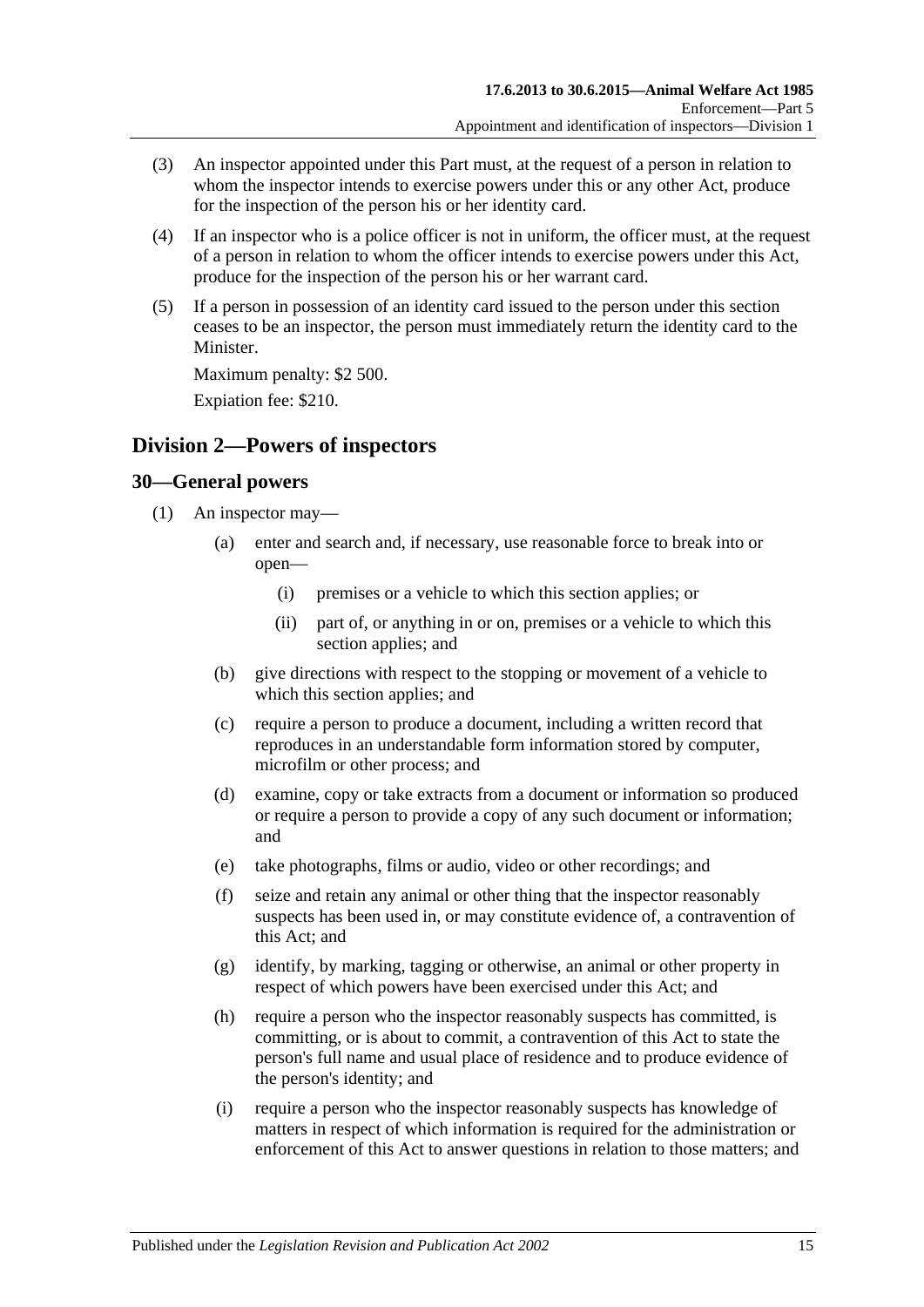(3) An inspector appointed under this Part must, at the request of a person in relation to whom the inspector intends to exercise powers under this or any other Act, produce for the inspection of the person his or her identity card.

(4) If an inspector who is a police officer is not in uniform, the officer must, at the request of a person in relation to whom the officer intends to exercise powers under this Act, produce for the inspection of the person his or her warrant card.

(5) If a person in possession of an identity card issued to the person under this section ceases to be an inspector, the person must immediately return the identity card to the Minister.

Maximum penalty: $2 500.

Expiation fee: $210.

## Division 2—Powers of inspectors

### 30—General powers

(1) An inspector may—

- (a) enter and search and, if necessary, use reasonable force to break into or open—
  - (i) premises or a vehicle to which this section applies; or
  - (ii) part of, or anything in or on, premises or a vehicle to which this section applies; and
- (b) give directions with respect to the stopping or movement of a vehicle to which this section applies; and
- (c) require a person to produce a document, including a written record that reproduces in an understandable form information stored by computer, microfilm or other process; and
- (d) examine, copy or take extracts from a document or information so produced or require a person to provide a copy of any such document or information; and
- (e) take photographs, films or audio, video or other recordings; and
- (f) seize and retain any animal or other thing that the inspector reasonably suspects has been used in, or may constitute evidence of, a contravention of this Act; and
- (g) identify, by marking, tagging or otherwise, an animal or other property in respect of which powers have been exercised under this Act; and
- (h) require a person who the inspector reasonably suspects has committed, is committing, or is about to commit, a contravention of this Act to state the person's full name and usual place of residence and to produce evidence of the person's identity; and
- (i) require a person who the inspector reasonably suspects has knowledge of matters in respect of which information is required for the administration or enforcement of this Act to answer questions in relation to those matters; and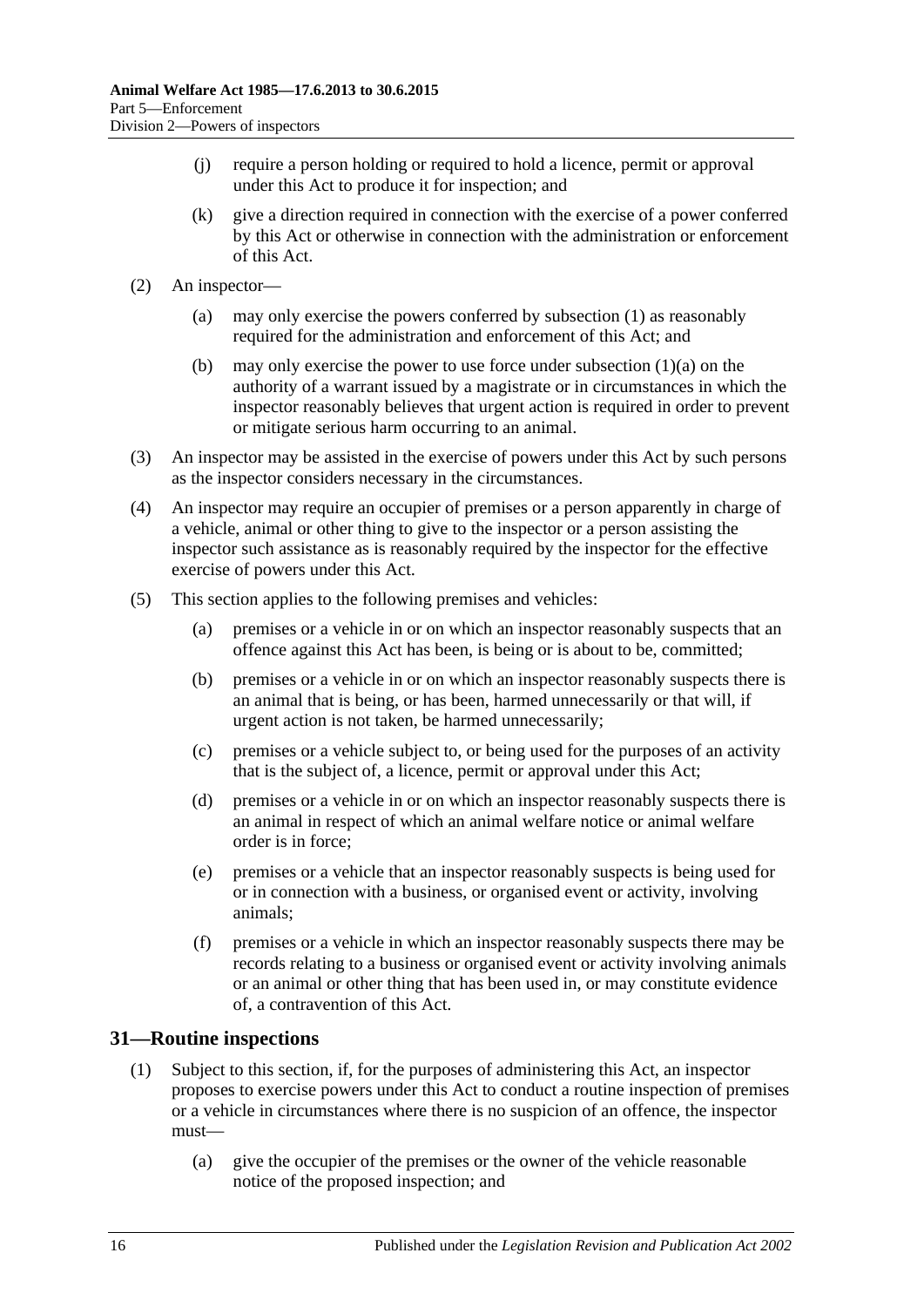(j) require a person holding or required to hold a licence, permit or approval under this Act to produce it for inspection; and

(k) give a direction required in connection with the exercise of a power conferred by this Act or otherwise in connection with the administration or enforcement of this Act.

(2) An inspector—

(a) may only exercise the powers conferred by subsection (1) as reasonably required for the administration and enforcement of this Act; and

(b) may only exercise the power to use force under subsection (1)(a) on the authority of a warrant issued by a magistrate or in circumstances in which the inspector reasonably believes that urgent action is required in order to prevent or mitigate serious harm occurring to an animal.

(3) An inspector may be assisted in the exercise of powers under this Act by such persons as the inspector considers necessary in the circumstances.

(4) An inspector may require an occupier of premises or a person apparently in charge of a vehicle, animal or other thing to give to the inspector or a person assisting the inspector such assistance as is reasonably required by the inspector for the effective exercise of powers under this Act.

(5) This section applies to the following premises and vehicles:

(a) premises or a vehicle in or on which an inspector reasonably suspects that an offence against this Act has been, is being or is about to be, committed;

(b) premises or a vehicle in or on which an inspector reasonably suspects there is an animal that is being, or has been, harmed unnecessarily or that will, if urgent action is not taken, be harmed unnecessarily;

(c) premises or a vehicle subject to, or being used for the purposes of an activity that is the subject of, a licence, permit or approval under this Act;

(d) premises or a vehicle in or on which an inspector reasonably suspects there is an animal in respect of which an animal welfare notice or animal welfare order is in force;

(e) premises or a vehicle that an inspector reasonably suspects is being used for or in connection with a business, or organised event or activity, involving animals;

(f) premises or a vehicle in which an inspector reasonably suspects there may be records relating to a business or organised event or activity involving animals or an animal or other thing that has been used in, or may constitute evidence of, a contravention of this Act.

## 31—Routine inspections

(1) Subject to this section, if, for the purposes of administering this Act, an inspector proposes to exercise powers under this Act to conduct a routine inspection of premises or a vehicle in circumstances where there is no suspicion of an offence, the inspector must—

(a) give the occupier of the premises or the owner of the vehicle reasonable notice of the proposed inspection; and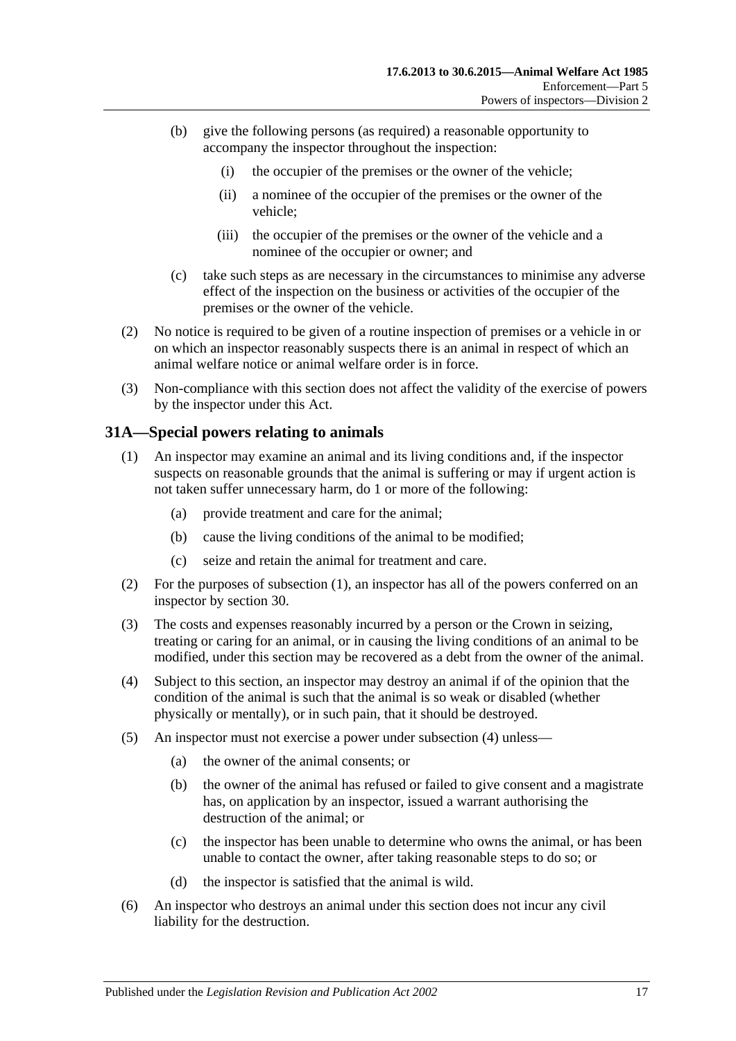(b) give the following persons (as required) a reasonable opportunity to accompany the inspector throughout the inspection:

(i) the occupier of the premises or the owner of the vehicle;

(ii) a nominee of the occupier of the premises or the owner of the vehicle;

(iii) the occupier of the premises or the owner of the vehicle and a nominee of the occupier or owner; and

(c) take such steps as are necessary in the circumstances to minimise any adverse effect of the inspection on the business or activities of the occupier of the premises or the owner of the vehicle.

(2) No notice is required to be given of a routine inspection of premises or a vehicle in or on which an inspector reasonably suspects there is an animal in respect of which an animal welfare notice or animal welfare order is in force.

(3) Non-compliance with this section does not affect the validity of the exercise of powers by the inspector under this Act.

## 31A—Special powers relating to animals

(1) An inspector may examine an animal and its living conditions and, if the inspector suspects on reasonable grounds that the animal is suffering or may if urgent action is not taken suffer unnecessary harm, do 1 or more of the following:

(a) provide treatment and care for the animal;

(b) cause the living conditions of the animal to be modified;

(c) seize and retain the animal for treatment and care.

(2) For the purposes of subsection (1), an inspector has all of the powers conferred on an inspector by section 30.

(3) The costs and expenses reasonably incurred by a person or the Crown in seizing, treating or caring for an animal, or in causing the living conditions of an animal to be modified, under this section may be recovered as a debt from the owner of the animal.

(4) Subject to this section, an inspector may destroy an animal if of the opinion that the condition of the animal is such that the animal is so weak or disabled (whether physically or mentally), or in such pain, that it should be destroyed.

(5) An inspector must not exercise a power under subsection (4) unless—

(a) the owner of the animal consents; or

(b) the owner of the animal has refused or failed to give consent and a magistrate has, on application by an inspector, issued a warrant authorising the destruction of the animal; or

(c) the inspector has been unable to determine who owns the animal, or has been unable to contact the owner, after taking reasonable steps to do so; or

(d) the inspector is satisfied that the animal is wild.

(6) An inspector who destroys an animal under this section does not incur any civil liability for the destruction.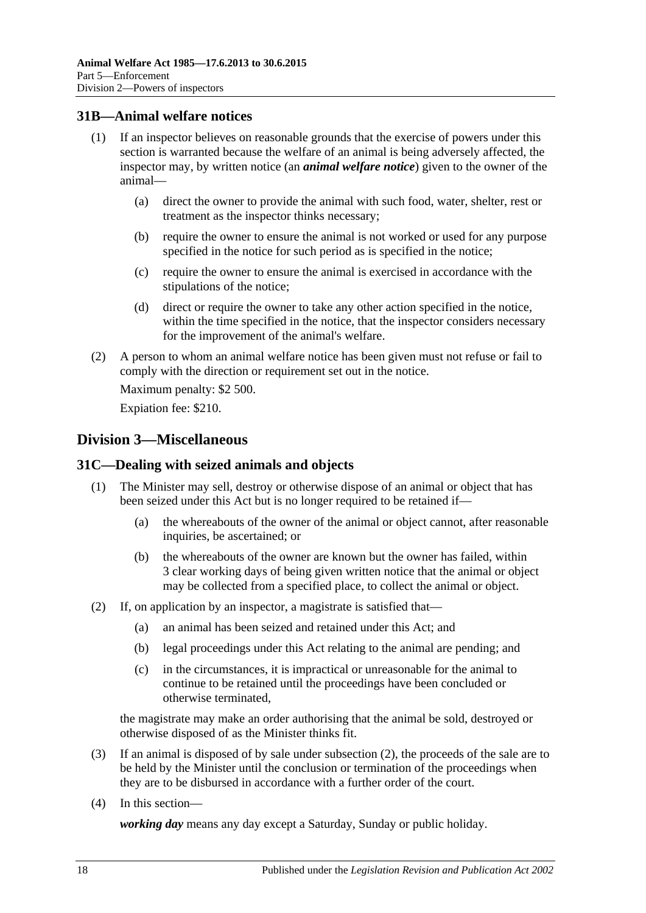## 31B—Animal welfare notices

(1) If an inspector believes on reasonable grounds that the exercise of powers under this section is warranted because the welfare of an animal is being adversely affected, the inspector may, by written notice (an ***animal welfare notice***) given to the owner of the animal—

(a) direct the owner to provide the animal with such food, water, shelter, rest or treatment as the inspector thinks necessary;

(b) require the owner to ensure the animal is not worked or used for any purpose specified in the notice for such period as is specified in the notice;

(c) require the owner to ensure the animal is exercised in accordance with the stipulations of the notice;

(d) direct or require the owner to take any other action specified in the notice, within the time specified in the notice, that the inspector considers necessary for the improvement of the animal's welfare.

(2) A person to whom an animal welfare notice has been given must not refuse or fail to comply with the direction or requirement set out in the notice.

Maximum penalty: $2 500.

Expiation fee: $210.

# Division 3—Miscellaneous

## 31C—Dealing with seized animals and objects

(1) The Minister may sell, destroy or otherwise dispose of an animal or object that has been seized under this Act but is no longer required to be retained if—

(a) the whereabouts of the owner of the animal or object cannot, after reasonable inquiries, be ascertained; or

(b) the whereabouts of the owner are known but the owner has failed, within 3 clear working days of being given written notice that the animal or object may be collected from a specified place, to collect the animal or object.

(2) If, on application by an inspector, a magistrate is satisfied that—

(a) an animal has been seized and retained under this Act; and

(b) legal proceedings under this Act relating to the animal are pending; and

(c) in the circumstances, it is impractical or unreasonable for the animal to continue to be retained until the proceedings have been concluded or otherwise terminated,

the magistrate may make an order authorising that the animal be sold, destroyed or otherwise disposed of as the Minister thinks fit.

(3) If an animal is disposed of by sale under subsection (2), the proceeds of the sale are to be held by the Minister until the conclusion or termination of the proceedings when they are to be disbursed in accordance with a further order of the court.

(4) In this section—

***working day*** means any day except a Saturday, Sunday or public holiday.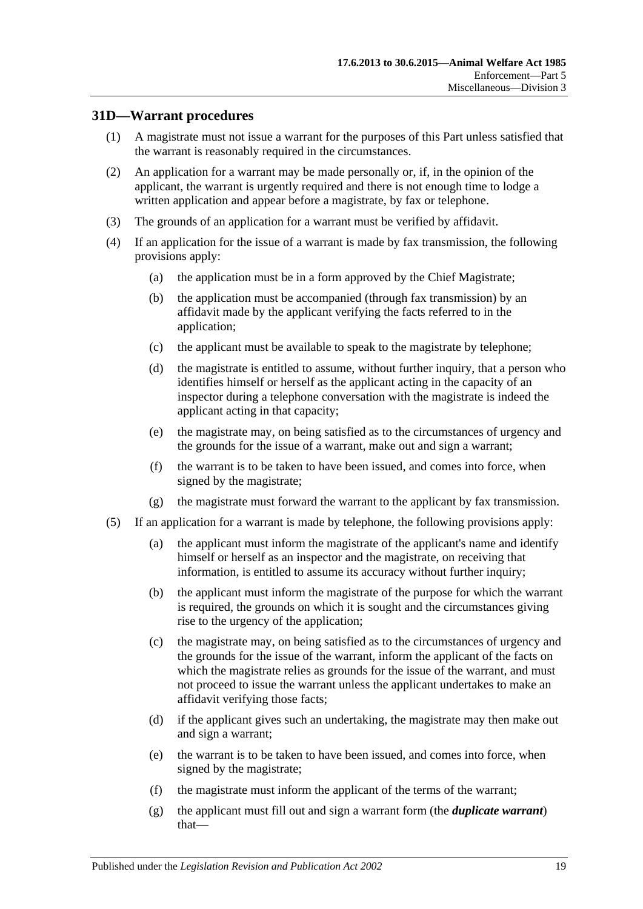## 31D—Warrant procedures

(1) A magistrate must not issue a warrant for the purposes of this Part unless satisfied that the warrant is reasonably required in the circumstances.

(2) An application for a warrant may be made personally or, if, in the opinion of the applicant, the warrant is urgently required and there is not enough time to lodge a written application and appear before a magistrate, by fax or telephone.

(3) The grounds of an application for a warrant must be verified by affidavit.

(4) If an application for the issue of a warrant is made by fax transmission, the following provisions apply:

(a) the application must be in a form approved by the Chief Magistrate;

(b) the application must be accompanied (through fax transmission) by an affidavit made by the applicant verifying the facts referred to in the application;

(c) the applicant must be available to speak to the magistrate by telephone;

(d) the magistrate is entitled to assume, without further inquiry, that a person who identifies himself or herself as the applicant acting in the capacity of an inspector during a telephone conversation with the magistrate is indeed the applicant acting in that capacity;

(e) the magistrate may, on being satisfied as to the circumstances of urgency and the grounds for the issue of a warrant, make out and sign a warrant;

(f) the warrant is to be taken to have been issued, and comes into force, when signed by the magistrate;

(g) the magistrate must forward the warrant to the applicant by fax transmission.

(5) If an application for a warrant is made by telephone, the following provisions apply:

(a) the applicant must inform the magistrate of the applicant's name and identify himself or herself as an inspector and the magistrate, on receiving that information, is entitled to assume its accuracy without further inquiry;

(b) the applicant must inform the magistrate of the purpose for which the warrant is required, the grounds on which it is sought and the circumstances giving rise to the urgency of the application;

(c) the magistrate may, on being satisfied as to the circumstances of urgency and the grounds for the issue of the warrant, inform the applicant of the facts on which the magistrate relies as grounds for the issue of the warrant, and must not proceed to issue the warrant unless the applicant undertakes to make an affidavit verifying those facts;

(d) if the applicant gives such an undertaking, the magistrate may then make out and sign a warrant;

(e) the warrant is to be taken to have been issued, and comes into force, when signed by the magistrate;

(f) the magistrate must inform the applicant of the terms of the warrant;

(g) the applicant must fill out and sign a warrant form (the ***duplicate warrant***) that—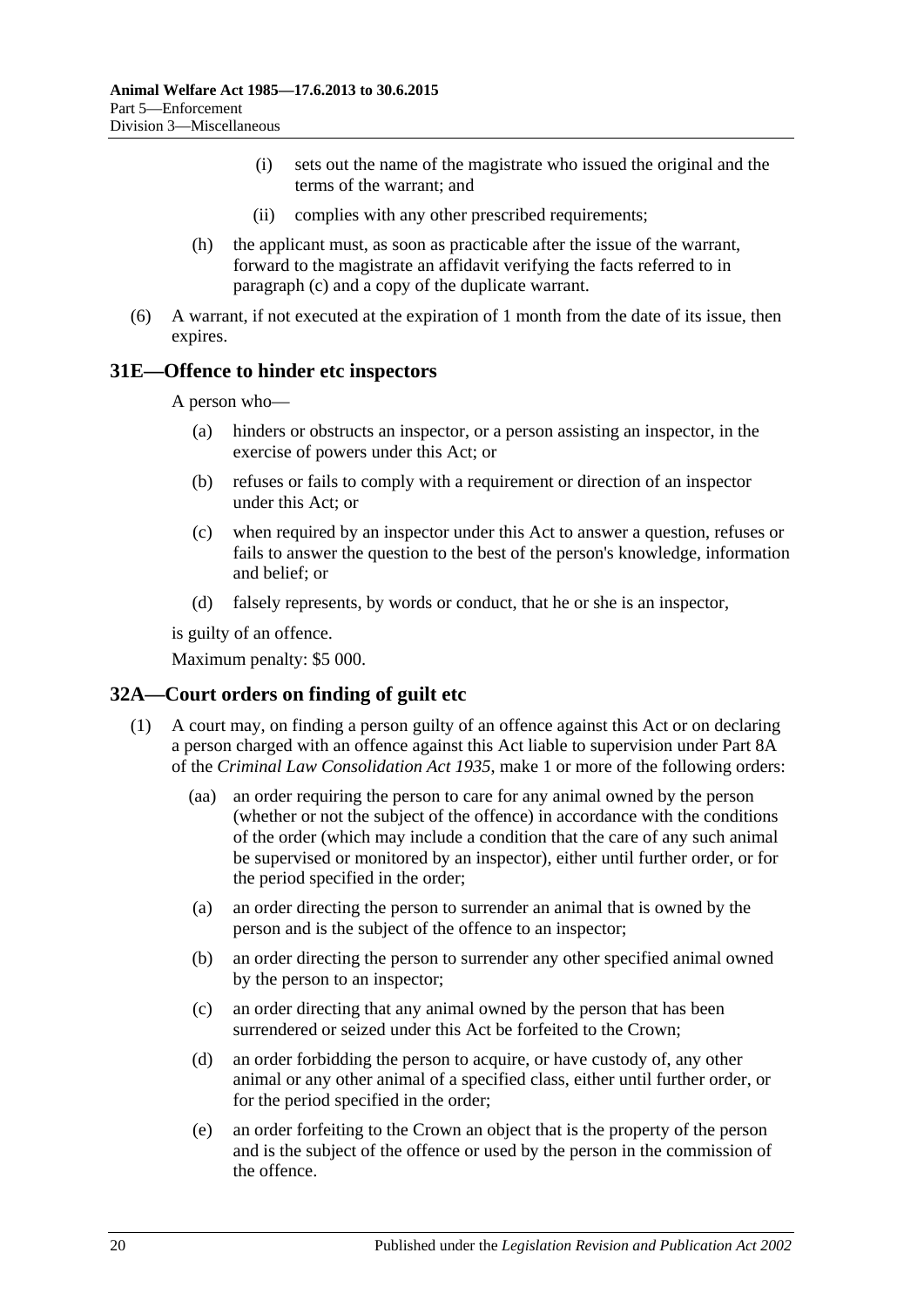(i) sets out the name of the magistrate who issued the original and the terms of the warrant; and

(ii) complies with any other prescribed requirements;

(h) the applicant must, as soon as practicable after the issue of the warrant, forward to the magistrate an affidavit verifying the facts referred to in paragraph (c) and a copy of the duplicate warrant.

(6) A warrant, if not executed at the expiration of 1 month from the date of its issue, then expires.

## 31E—Offence to hinder etc inspectors

A person who—

(a) hinders or obstructs an inspector, or a person assisting an inspector, in the exercise of powers under this Act; or

(b) refuses or fails to comply with a requirement or direction of an inspector under this Act; or

(c) when required by an inspector under this Act to answer a question, refuses or fails to answer the question to the best of the person's knowledge, information and belief; or

(d) falsely represents, by words or conduct, that he or she is an inspector,

is guilty of an offence.

Maximum penalty: $5 000.

## 32A—Court orders on finding of guilt etc

(1) A court may, on finding a person guilty of an offence against this Act or on declaring a person charged with an offence against this Act liable to supervision under Part 8A of the *Criminal Law Consolidation Act 1935*, make 1 or more of the following orders:

(aa) an order requiring the person to care for any animal owned by the person (whether or not the subject of the offence) in accordance with the conditions of the order (which may include a condition that the care of any such animal be supervised or monitored by an inspector), either until further order, or for the period specified in the order;

(a) an order directing the person to surrender an animal that is owned by the person and is the subject of the offence to an inspector;

(b) an order directing the person to surrender any other specified animal owned by the person to an inspector;

(c) an order directing that any animal owned by the person that has been surrendered or seized under this Act be forfeited to the Crown;

(d) an order forbidding the person to acquire, or have custody of, any other animal or any other animal of a specified class, either until further order, or for the period specified in the order;

(e) an order forfeiting to the Crown an object that is the property of the person and is the subject of the offence or used by the person in the commission of the offence.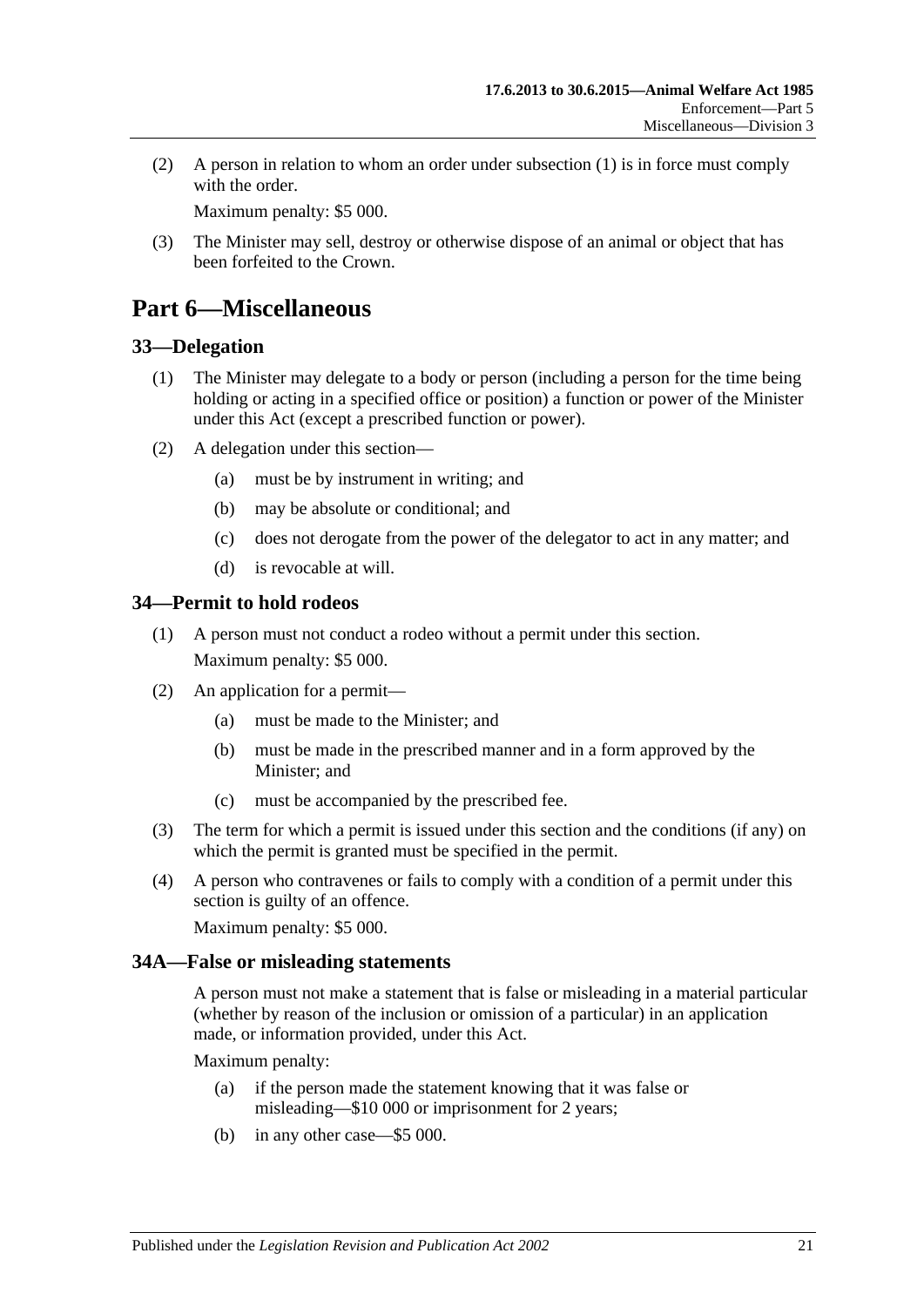(2) A person in relation to whom an order under subsection (1) is in force must comply with the order.

Maximum penalty: $5 000.

(3) The Minister may sell, destroy or otherwise dispose of an animal or object that has been forfeited to the Crown.

# Part 6—Miscellaneous

## 33—Delegation

(1) The Minister may delegate to a body or person (including a person for the time being holding or acting in a specified office or position) a function or power of the Minister under this Act (except a prescribed function or power).

(2) A delegation under this section—

(a) must be by instrument in writing; and

(b) may be absolute or conditional; and

(c) does not derogate from the power of the delegator to act in any matter; and

(d) is revocable at will.

## 34—Permit to hold rodeos

(1) A person must not conduct a rodeo without a permit under this section.

Maximum penalty: $5 000.

(2) An application for a permit—

(a) must be made to the Minister; and

(b) must be made in the prescribed manner and in a form approved by the Minister; and

(c) must be accompanied by the prescribed fee.

(3) The term for which a permit is issued under this section and the conditions (if any) on which the permit is granted must be specified in the permit.

(4) A person who contravenes or fails to comply with a condition of a permit under this section is guilty of an offence.

Maximum penalty: $5 000.

## 34A—False or misleading statements

A person must not make a statement that is false or misleading in a material particular (whether by reason of the inclusion or omission of a particular) in an application made, or information provided, under this Act.

Maximum penalty:

(a) if the person made the statement knowing that it was false or misleading—$10 000 or imprisonment for 2 years;

(b) in any other case—$5 000.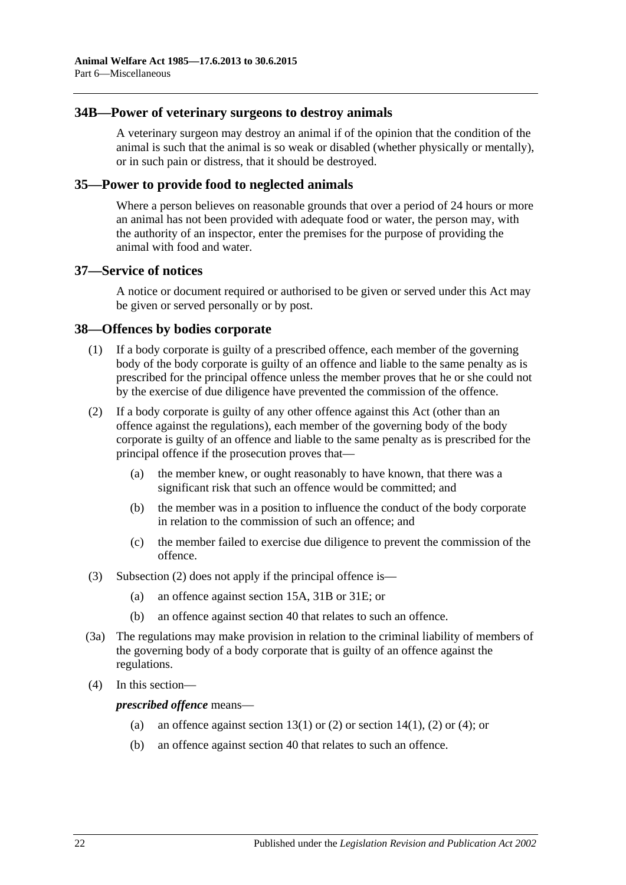## 34B—Power of veterinary surgeons to destroy animals

A veterinary surgeon may destroy an animal if of the opinion that the condition of the animal is such that the animal is so weak or disabled (whether physically or mentally), or in such pain or distress, that it should be destroyed.

## 35—Power to provide food to neglected animals

Where a person believes on reasonable grounds that over a period of 24 hours or more an animal has not been provided with adequate food or water, the person may, with the authority of an inspector, enter the premises for the purpose of providing the animal with food and water.

## 37—Service of notices

A notice or document required or authorised to be given or served under this Act may be given or served personally or by post.

## 38—Offences by bodies corporate

(1) If a body corporate is guilty of a prescribed offence, each member of the governing body of the body corporate is guilty of an offence and liable to the same penalty as is prescribed for the principal offence unless the member proves that he or she could not by the exercise of due diligence have prevented the commission of the offence.

(2) If a body corporate is guilty of any other offence against this Act (other than an offence against the regulations), each member of the governing body of the body corporate is guilty of an offence and liable to the same penalty as is prescribed for the principal offence if the prosecution proves that—

(a) the member knew, or ought reasonably to have known, that there was a significant risk that such an offence would be committed; and

(b) the member was in a position to influence the conduct of the body corporate in relation to the commission of such an offence; and

(c) the member failed to exercise due diligence to prevent the commission of the offence.

(3) Subsection (2) does not apply if the principal offence is—

(a) an offence against section 15A, 31B or 31E; or

(b) an offence against section 40 that relates to such an offence.

(3a) The regulations may make provision in relation to the criminal liability of members of the governing body of a body corporate that is guilty of an offence against the regulations.

(4) In this section—

***prescribed offence*** means—

(a) an offence against section 13(1) or (2) or section 14(1), (2) or (4); or

(b) an offence against section 40 that relates to such an offence.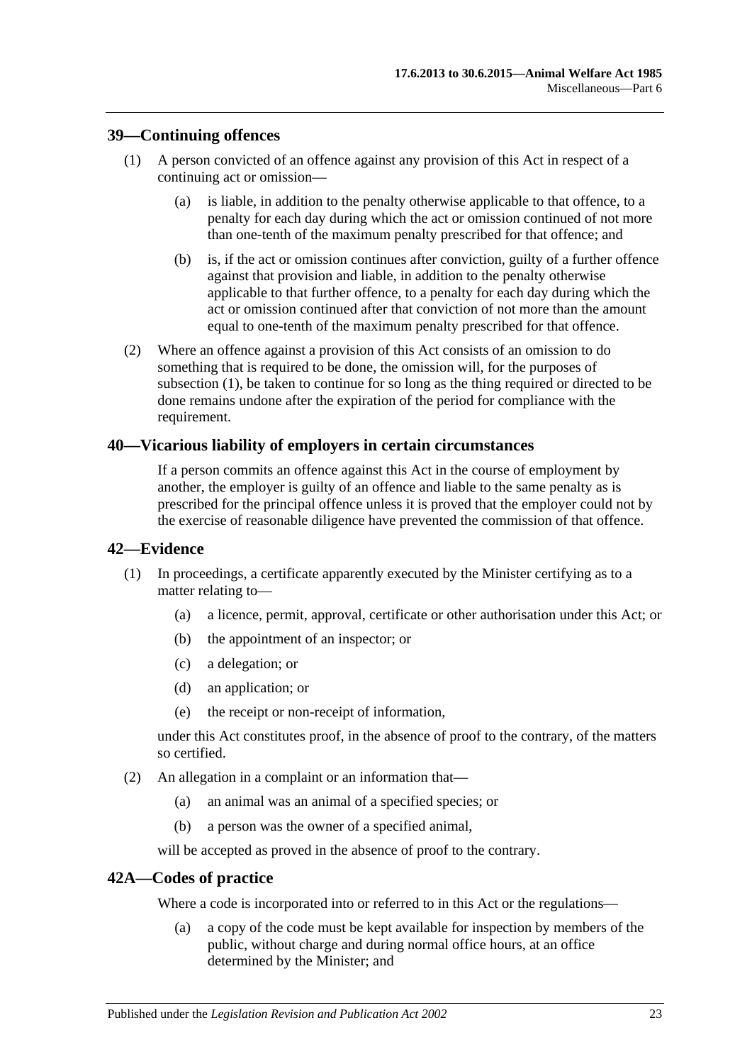## 39—Continuing offences

(1) A person convicted of an offence against any provision of this Act in respect of a continuing act or omission—

(a) is liable, in addition to the penalty otherwise applicable to that offence, to a penalty for each day during which the act or omission continued of not more than one-tenth of the maximum penalty prescribed for that offence; and

(b) is, if the act or omission continues after conviction, guilty of a further offence against that provision and liable, in addition to the penalty otherwise applicable to that further offence, to a penalty for each day during which the act or omission continued after that conviction of not more than the amount equal to one-tenth of the maximum penalty prescribed for that offence.

(2) Where an offence against a provision of this Act consists of an omission to do something that is required to be done, the omission will, for the purposes of subsection (1), be taken to continue for so long as the thing required or directed to be done remains undone after the expiration of the period for compliance with the requirement.

## 40—Vicarious liability of employers in certain circumstances

If a person commits an offence against this Act in the course of employment by another, the employer is guilty of an offence and liable to the same penalty as is prescribed for the principal offence unless it is proved that the employer could not by the exercise of reasonable diligence have prevented the commission of that offence.

## 42—Evidence

(1) In proceedings, a certificate apparently executed by the Minister certifying as to a matter relating to—

(a) a licence, permit, approval, certificate or other authorisation under this Act; or

(b) the appointment of an inspector; or

(c) a delegation; or

(d) an application; or

(e) the receipt or non-receipt of information,

under this Act constitutes proof, in the absence of proof to the contrary, of the matters so certified.

(2) An allegation in a complaint or an information that—

(a) an animal was an animal of a specified species; or

(b) a person was the owner of a specified animal,

will be accepted as proved in the absence of proof to the contrary.

## 42A—Codes of practice

Where a code is incorporated into or referred to in this Act or the regulations—

(a) a copy of the code must be kept available for inspection by members of the public, without charge and during normal office hours, at an office determined by the Minister; and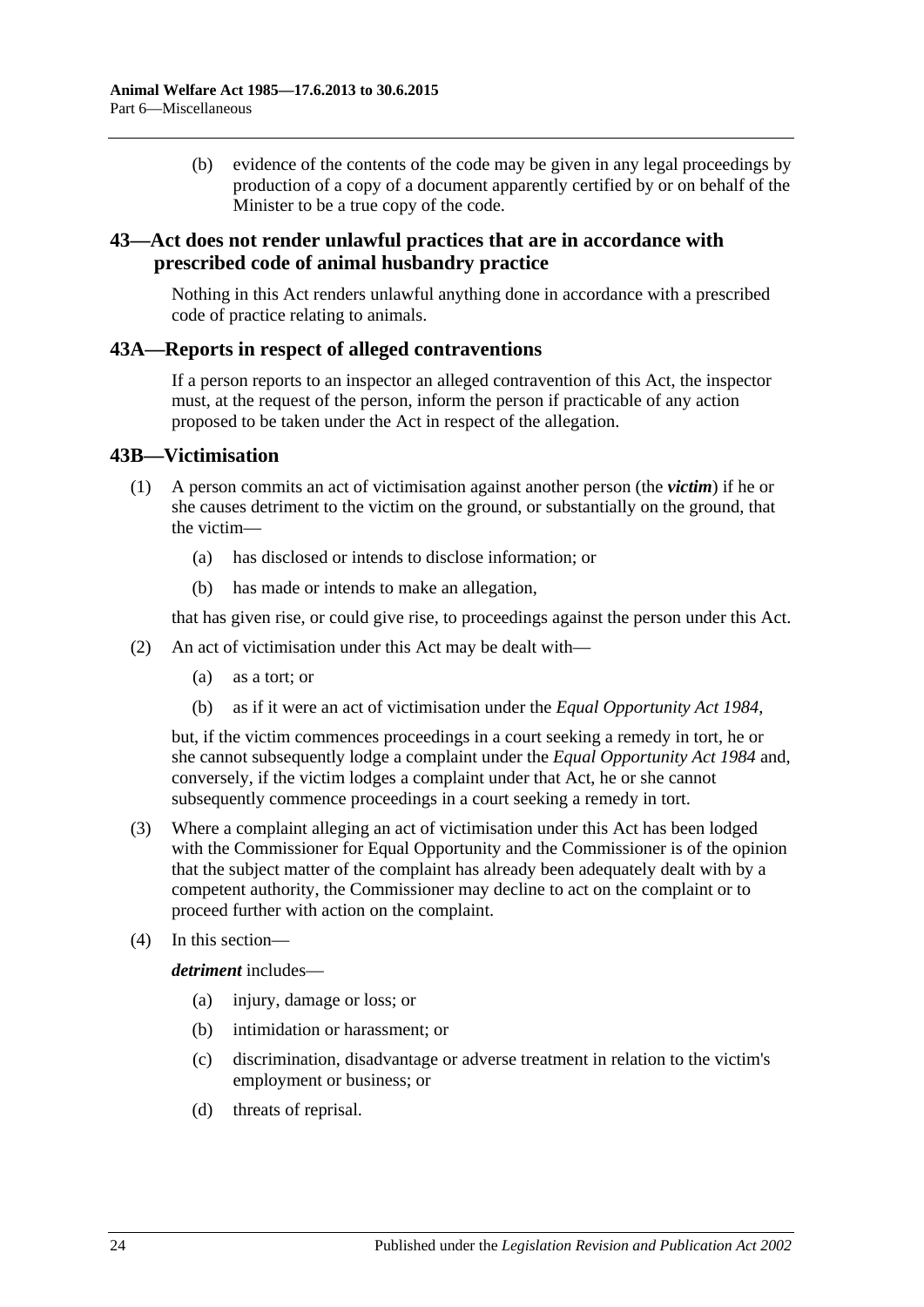(b) evidence of the contents of the code may be given in any legal proceedings by production of a copy of a document apparently certified by or on behalf of the Minister to be a true copy of the code.

## 43—Act does not render unlawful practices that are in accordance with prescribed code of animal husbandry practice

Nothing in this Act renders unlawful anything done in accordance with a prescribed code of practice relating to animals.

## 43A—Reports in respect of alleged contraventions

If a person reports to an inspector an alleged contravention of this Act, the inspector must, at the request of the person, inform the person if practicable of any action proposed to be taken under the Act in respect of the allegation.

## 43B—Victimisation

(1) A person commits an act of victimisation against another person (the ***victim***) if he or she causes detriment to the victim on the ground, or substantially on the ground, that the victim—

(a) has disclosed or intends to disclose information; or

(b) has made or intends to make an allegation,

that has given rise, or could give rise, to proceedings against the person under this Act.

(2) An act of victimisation under this Act may be dealt with—

(a) as a tort; or

(b) as if it were an act of victimisation under the *Equal Opportunity Act 1984*,

but, if the victim commences proceedings in a court seeking a remedy in tort, he or she cannot subsequently lodge a complaint under the *Equal Opportunity Act 1984* and, conversely, if the victim lodges a complaint under that Act, he or she cannot subsequently commence proceedings in a court seeking a remedy in tort.

(3) Where a complaint alleging an act of victimisation under this Act has been lodged with the Commissioner for Equal Opportunity and the Commissioner is of the opinion that the subject matter of the complaint has already been adequately dealt with by a competent authority, the Commissioner may decline to act on the complaint or to proceed further with action on the complaint.

(4) In this section—

***detriment*** includes—

(a) injury, damage or loss; or

(b) intimidation or harassment; or

(c) discrimination, disadvantage or adverse treatment in relation to the victim's employment or business; or

(d) threats of reprisal.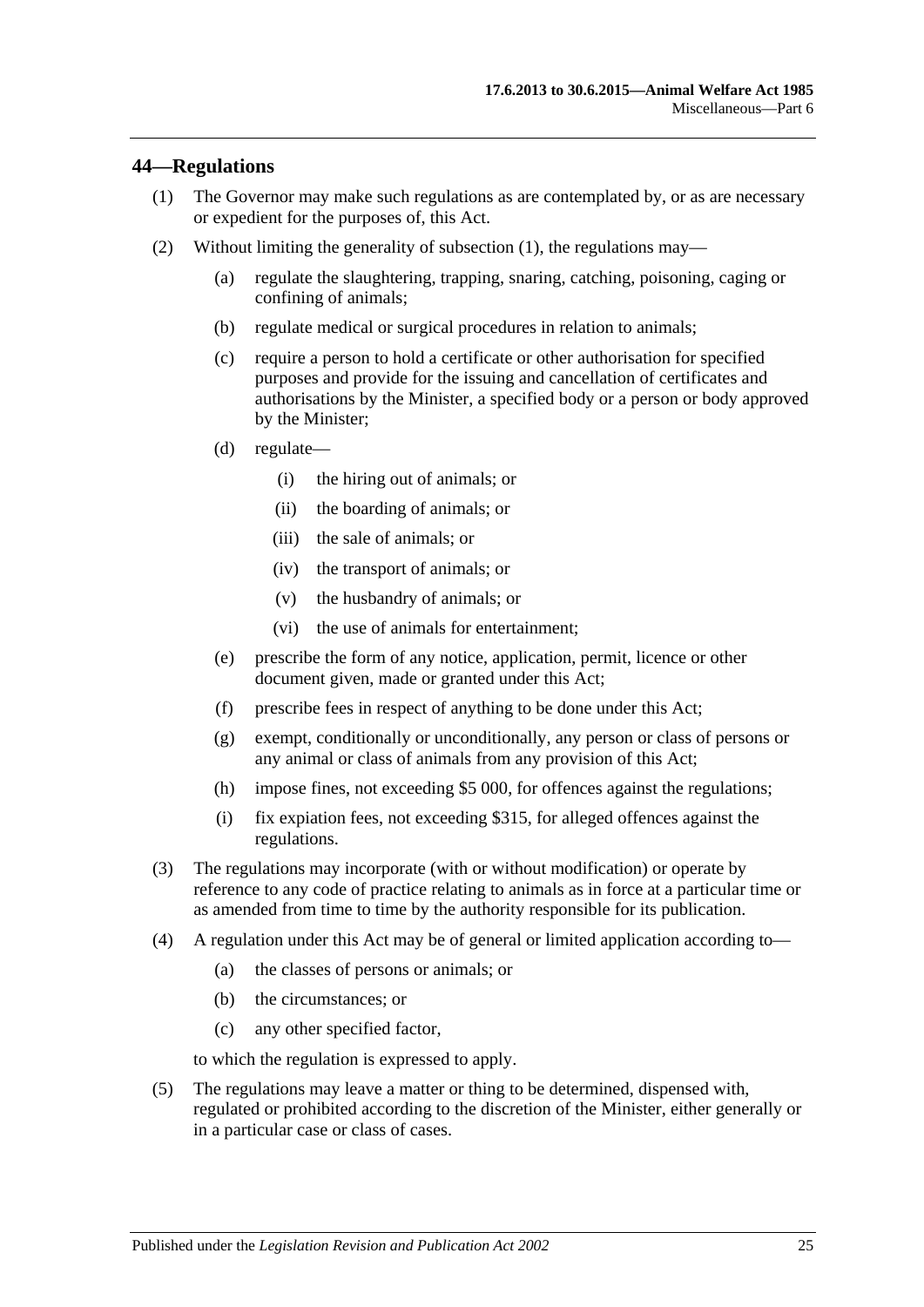## 44—Regulations

(1) The Governor may make such regulations as are contemplated by, or as are necessary or expedient for the purposes of, this Act.

(2) Without limiting the generality of subsection (1), the regulations may—

  (a) regulate the slaughtering, trapping, snaring, catching, poisoning, caging or confining of animals;

  (b) regulate medical or surgical procedures in relation to animals;

  (c) require a person to hold a certificate or other authorisation for specified purposes and provide for the issuing and cancellation of certificates and authorisations by the Minister, a specified body or a person or body approved by the Minister;

  (d) regulate—

    (i) the hiring out of animals; or

    (ii) the boarding of animals; or

    (iii) the sale of animals; or

    (iv) the transport of animals; or

    (v) the husbandry of animals; or

    (vi) the use of animals for entertainment;

  (e) prescribe the form of any notice, application, permit, licence or other document given, made or granted under this Act;

  (f) prescribe fees in respect of anything to be done under this Act;

  (g) exempt, conditionally or unconditionally, any person or class of persons or any animal or class of animals from any provision of this Act;

  (h) impose fines, not exceeding $5 000, for offences against the regulations;

  (i) fix expiation fees, not exceeding $315, for alleged offences against the regulations.

(3) The regulations may incorporate (with or without modification) or operate by reference to any code of practice relating to animals as in force at a particular time or as amended from time to time by the authority responsible for its publication.

(4) A regulation under this Act may be of general or limited application according to—

  (a) the classes of persons or animals; or

  (b) the circumstances; or

  (c) any other specified factor,

to which the regulation is expressed to apply.

(5) The regulations may leave a matter or thing to be determined, dispensed with, regulated or prohibited according to the discretion of the Minister, either generally or in a particular case or class of cases.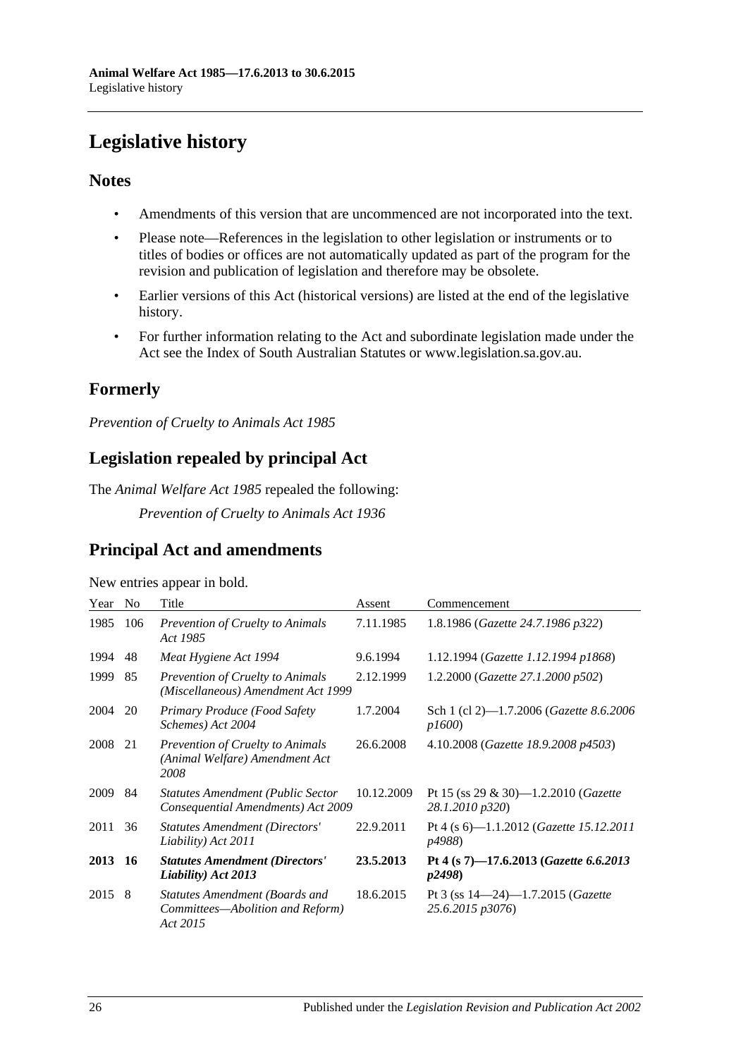# Legislative history

## Notes

- Amendments of this version that are uncommenced are not incorporated into the text.
- Please note—References in the legislation to other legislation or instruments or to titles of bodies or offices are not automatically updated as part of the program for the revision and publication of legislation and therefore may be obsolete.
- Earlier versions of this Act (historical versions) are listed at the end of the legislative history.
- For further information relating to the Act and subordinate legislation made under the Act see the Index of South Australian Statutes or www.legislation.sa.gov.au.

## Formerly

*Prevention of Cruelty to Animals Act 1985*

## Legislation repealed by principal Act

The *Animal Welfare Act 1985* repealed the following:

*Prevention of Cruelty to Animals Act 1936*

## Principal Act and amendments

New entries appear in bold.

| Year | No | Title | Assent | Commencement |
|---|---|---|---|---|
| 1985 | 106 | *Prevention of Cruelty to Animals Act 1985* | 7.11.1985 | 1.8.1986 (*Gazette 24.7.1986 p322*) |
| 1994 | 48 | *Meat Hygiene Act 1994* | 9.6.1994 | 1.12.1994 (*Gazette 1.12.1994 p1868*) |
| 1999 | 85 | *Prevention of Cruelty to Animals (Miscellaneous) Amendment Act 1999* | 2.12.1999 | 1.2.2000 (*Gazette 27.1.2000 p502*) |
| 2004 | 20 | *Primary Produce (Food Safety Schemes) Act 2004* | 1.7.2004 | Sch 1 (cl 2)—1.7.2006 (*Gazette 8.6.2006 p1600*) |
| 2008 | 21 | *Prevention of Cruelty to Animals (Animal Welfare) Amendment Act 2008* | 26.6.2008 | 4.10.2008 (*Gazette 18.9.2008 p4503*) |
| 2009 | 84 | *Statutes Amendment (Public Sector Consequential Amendments) Act 2009* | 10.12.2009 | Pt 15 (ss 29 & 30)—1.2.2010 (*Gazette 28.1.2010 p320*) |
| 2011 | 36 | *Statutes Amendment (Directors' Liability) Act 2011* | 22.9.2011 | Pt 4 (s 6)—1.1.2012 (*Gazette 15.12.2011 p4988*) |
| **2013** | **16** | ***Statutes Amendment (Directors' Liability) Act 2013*** | **23.5.2013** | **Pt 4 (s 7)—17.6.2013 (*Gazette 6.6.2013 p2498*)** |
| 2015 | 8 | *Statutes Amendment (Boards and Committees—Abolition and Reform) Act 2015* | 18.6.2015 | Pt 3 (ss 14—24)—1.7.2015 (*Gazette 25.6.2015 p3076*) |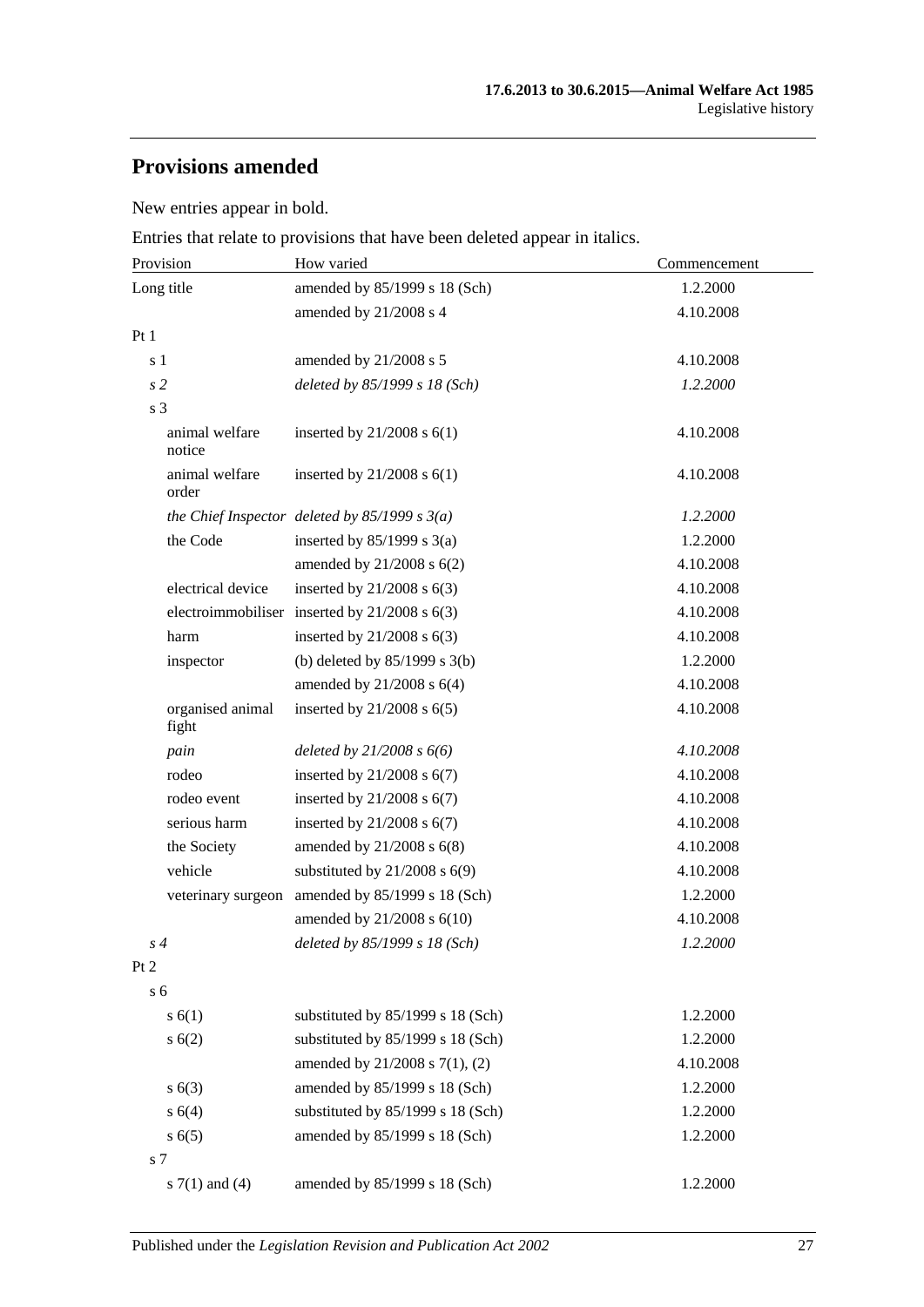## Provisions amended

New entries appear in bold.

Entries that relate to provisions that have been deleted appear in italics.

| Provision | How varied | Commencement |
|---|---|---|
| Long title | amended by 85/1999 s 18 (Sch) | 1.2.2000 |
| | amended by 21/2008 s 4 | 4.10.2008 |
| Pt 1 | | |
| s 1 | amended by 21/2008 s 5 | 4.10.2008 |
| *s 2* | *deleted by 85/1999 s 18 (Sch)* | *1.2.2000* |
| s 3 | | |
| animal welfare notice | inserted by 21/2008 s 6(1) | 4.10.2008 |
| animal welfare order | inserted by 21/2008 s 6(1) | 4.10.2008 |
| *the Chief Inspector* | *deleted by 85/1999 s 3(a)* | *1.2.2000* |
| the Code | inserted by 85/1999 s 3(a) | 1.2.2000 |
| | amended by 21/2008 s 6(2) | 4.10.2008 |
| electrical device | inserted by 21/2008 s 6(3) | 4.10.2008 |
| electroimmobiliser | inserted by 21/2008 s 6(3) | 4.10.2008 |
| harm | inserted by 21/2008 s 6(3) | 4.10.2008 |
| inspector | (b) deleted by 85/1999 s 3(b) | 1.2.2000 |
| | amended by 21/2008 s 6(4) | 4.10.2008 |
| organised animal fight | inserted by 21/2008 s 6(5) | 4.10.2008 |
| *pain* | *deleted by 21/2008 s 6(6)* | *4.10.2008* |
| rodeo | inserted by 21/2008 s 6(7) | 4.10.2008 |
| rodeo event | inserted by 21/2008 s 6(7) | 4.10.2008 |
| serious harm | inserted by 21/2008 s 6(7) | 4.10.2008 |
| the Society | amended by 21/2008 s 6(8) | 4.10.2008 |
| vehicle | substituted by 21/2008 s 6(9) | 4.10.2008 |
| veterinary surgeon | amended by 85/1999 s 18 (Sch) | 1.2.2000 |
| | amended by 21/2008 s 6(10) | 4.10.2008 |
| *s 4* | *deleted by 85/1999 s 18 (Sch)* | *1.2.2000* |
| Pt 2 | | |
| s 6 | | |
| s 6(1) | substituted by 85/1999 s 18 (Sch) | 1.2.2000 |
| s 6(2) | substituted by 85/1999 s 18 (Sch) | 1.2.2000 |
| | amended by 21/2008 s 7(1), (2) | 4.10.2008 |
| s 6(3) | amended by 85/1999 s 18 (Sch) | 1.2.2000 |
| s 6(4) | substituted by 85/1999 s 18 (Sch) | 1.2.2000 |
| s 6(5) | amended by 85/1999 s 18 (Sch) | 1.2.2000 |
| s 7 | | |
| s 7(1) and (4) | amended by 85/1999 s 18 (Sch) | 1.2.2000 |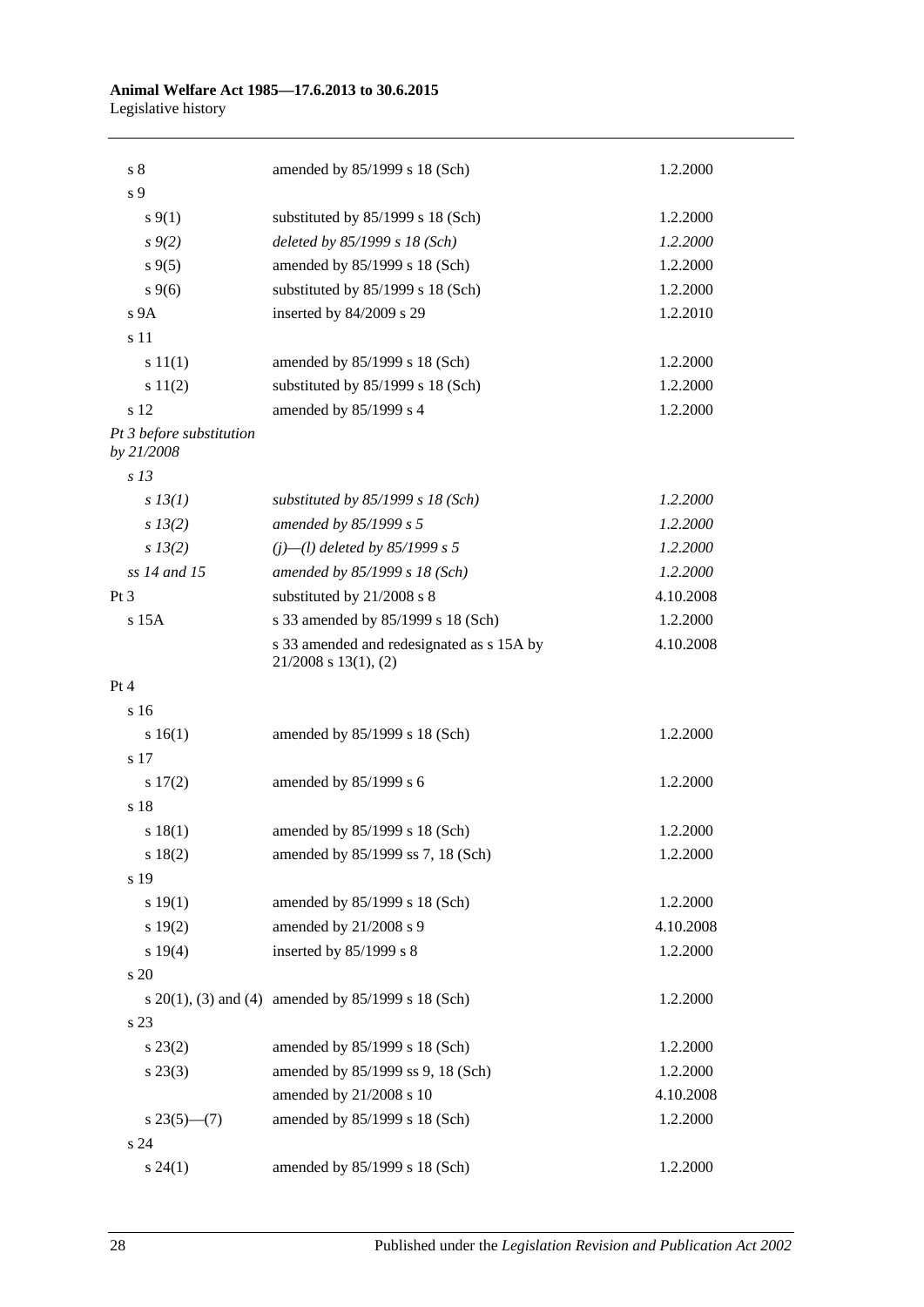| | | |
|---|---|---|
| s 8 | amended by 85/1999 s 18 (Sch) | 1.2.2000 |
| s 9 | | |
| s 9(1) | substituted by 85/1999 s 18 (Sch) | 1.2.2000 |
| *s 9(2)* | *deleted by 85/1999 s 18 (Sch)* | *1.2.2000* |
| s 9(5) | amended by 85/1999 s 18 (Sch) | 1.2.2000 |
| s 9(6) | substituted by 85/1999 s 18 (Sch) | 1.2.2000 |
| s 9A | inserted by 84/2009 s 29 | 1.2.2010 |
| s 11 | | |
| s 11(1) | amended by 85/1999 s 18 (Sch) | 1.2.2000 |
| s 11(2) | substituted by 85/1999 s 18 (Sch) | 1.2.2000 |
| s 12 | amended by 85/1999 s 4 | 1.2.2000 |
| *Pt 3 before substitution by 21/2008* | | |
| *s 13* | | |
| *s 13(1)* | *substituted by 85/1999 s 18 (Sch)* | *1.2.2000* |
| *s 13(2)* | *amended by 85/1999 s 5* | *1.2.2000* |
| *s 13(2)* | *(j)—(l) deleted by 85/1999 s 5* | *1.2.2000* |
| *ss 14 and 15* | *amended by 85/1999 s 18 (Sch)* | *1.2.2000* |
| Pt 3 | substituted by 21/2008 s 8 | 4.10.2008 |
| s 15A | s 33 amended by 85/1999 s 18 (Sch) | 1.2.2000 |
| | s 33 amended and redesignated as s 15A by 21/2008 s 13(1), (2) | 4.10.2008 |
| Pt 4 | | |
| s 16 | | |
| s 16(1) | amended by 85/1999 s 18 (Sch) | 1.2.2000 |
| s 17 | | |
| s 17(2) | amended by 85/1999 s 6 | 1.2.2000 |
| s 18 | | |
| s 18(1) | amended by 85/1999 s 18 (Sch) | 1.2.2000 |
| s 18(2) | amended by 85/1999 ss 7, 18 (Sch) | 1.2.2000 |
| s 19 | | |
| s 19(1) | amended by 85/1999 s 18 (Sch) | 1.2.2000 |
| s 19(2) | amended by 21/2008 s 9 | 4.10.2008 |
| s 19(4) | inserted by 85/1999 s 8 | 1.2.2000 |
| s 20 | | |
| s 20(1), (3) and (4) | amended by 85/1999 s 18 (Sch) | 1.2.2000 |
| s 23 | | |
| s 23(2) | amended by 85/1999 s 18 (Sch) | 1.2.2000 |
| s 23(3) | amended by 85/1999 ss 9, 18 (Sch) | 1.2.2000 |
| | amended by 21/2008 s 10 | 4.10.2008 |
| s 23(5)—(7) | amended by 85/1999 s 18 (Sch) | 1.2.2000 |
| s 24 | | |
| s 24(1) | amended by 85/1999 s 18 (Sch) | 1.2.2000 |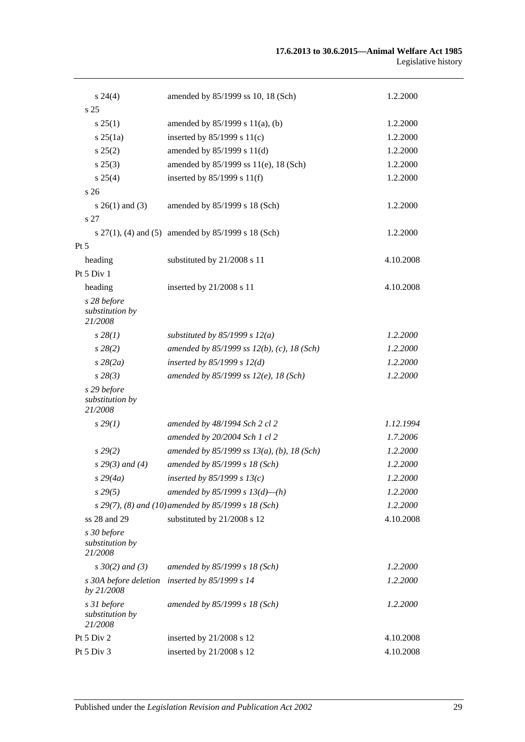| | | |
|---|---|---|
| s 24(4) | amended by 85/1999 ss 10, 18 (Sch) | 1.2.2000 |
| s 25 | | |
| s 25(1) | amended by 85/1999 s 11(a), (b) | 1.2.2000 |
| s 25(1a) | inserted by 85/1999 s 11(c) | 1.2.2000 |
| s 25(2) | amended by 85/1999 s 11(d) | 1.2.2000 |
| s 25(3) | amended by 85/1999 ss 11(e), 18 (Sch) | 1.2.2000 |
| s 25(4) | inserted by 85/1999 s 11(f) | 1.2.2000 |
| s 26 | | |
| s 26(1) and (3) | amended by 85/1999 s 18 (Sch) | 1.2.2000 |
| s 27 | | |
| s 27(1), (4) and (5) | amended by 85/1999 s 18 (Sch) | 1.2.2000 |
| Pt 5 | | |
| heading | substituted by 21/2008 s 11 | 4.10.2008 |
| Pt 5 Div 1 | | |
| heading | inserted by 21/2008 s 11 | 4.10.2008 |
| *s 28 before substitution by 21/2008* | | |
| *s 28(1)* | *substituted by 85/1999 s 12(a)* | *1.2.2000* |
| *s 28(2)* | *amended by 85/1999 ss 12(b), (c), 18 (Sch)* | *1.2.2000* |
| *s 28(2a)* | *inserted by 85/1999 s 12(d)* | *1.2.2000* |
| *s 28(3)* | *amended by 85/1999 ss 12(e), 18 (Sch)* | *1.2.2000* |
| *s 29 before substitution by 21/2008* | | |
| *s 29(1)* | *amended by 48/1994 Sch 2 cl 2* | *1.12.1994* |
| | *amended by 20/2004 Sch 1 cl 2* | *1.7.2006* |
| *s 29(2)* | *amended by 85/1999 ss 13(a), (b), 18 (Sch)* | *1.2.2000* |
| *s 29(3) and (4)* | *amended by 85/1999 s 18 (Sch)* | *1.2.2000* |
| *s 29(4a)* | *inserted by 85/1999 s 13(c)* | *1.2.2000* |
| *s 29(5)* | *amended by 85/1999 s 13(d)—(h)* | *1.2.2000* |
| *s 29(7), (8) and (10)* | *amended by 85/1999 s 18 (Sch)* | *1.2.2000* |
| ss 28 and 29 | substituted by 21/2008 s 12 | 4.10.2008 |
| *s 30 before substitution by 21/2008* | | |
| *s 30(2) and (3)* | *amended by 85/1999 s 18 (Sch)* | *1.2.2000* |
| *s 30A before deletion by 21/2008* | *inserted by 85/1999 s 14* | *1.2.2000* |
| *s 31 before substitution by 21/2008* | *amended by 85/1999 s 18 (Sch)* | *1.2.2000* |
| Pt 5 Div 2 | inserted by 21/2008 s 12 | 4.10.2008 |
| Pt 5 Div 3 | inserted by 21/2008 s 12 | 4.10.2008 |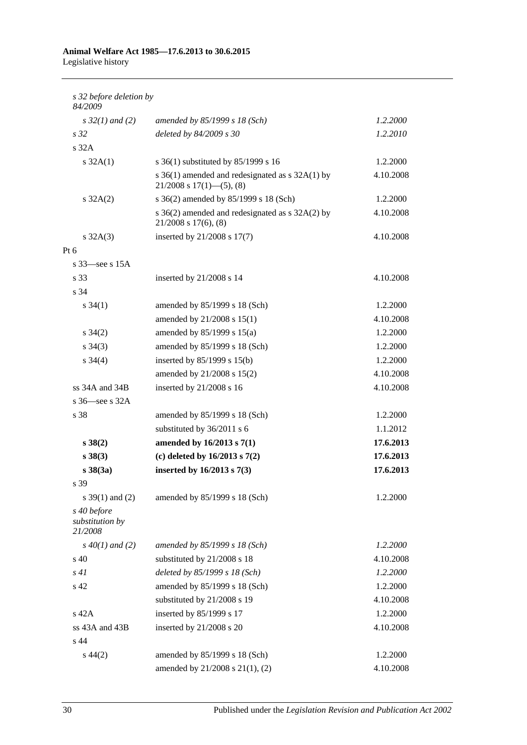| | | |
|---|---|---|
| *s 32 before deletion by 84/2009* | | |
| *s 32(1) and (2)* | *amended by 85/1999 s 18 (Sch)* | *1.2.2000* |
| *s 32* | *deleted by 84/2009 s 30* | *1.2.2010* |
| s 32A | | |
| s 32A(1) | s 36(1) substituted by 85/1999 s 16 | 1.2.2000 |
| | s 36(1) amended and redesignated as s 32A(1) by 21/2008 s 17(1)—(5), (8) | 4.10.2008 |
| s 32A(2) | s 36(2) amended by 85/1999 s 18 (Sch) | 1.2.2000 |
| | s 36(2) amended and redesignated as s 32A(2) by 21/2008 s 17(6), (8) | 4.10.2008 |
| s 32A(3) | inserted by 21/2008 s 17(7) | 4.10.2008 |
| Pt 6 | | |
| s 33—see s 15A | | |
| s 33 | inserted by 21/2008 s 14 | 4.10.2008 |
| s 34 | | |
| s 34(1) | amended by 85/1999 s 18 (Sch) | 1.2.2000 |
| | amended by 21/2008 s 15(1) | 4.10.2008 |
| s 34(2) | amended by 85/1999 s 15(a) | 1.2.2000 |
| s 34(3) | amended by 85/1999 s 18 (Sch) | 1.2.2000 |
| s 34(4) | inserted by 85/1999 s 15(b) | 1.2.2000 |
| | amended by 21/2008 s 15(2) | 4.10.2008 |
| ss 34A and 34B | inserted by 21/2008 s 16 | 4.10.2008 |
| s 36—see s 32A | | |
| s 38 | amended by 85/1999 s 18 (Sch) | 1.2.2000 |
| | substituted by 36/2011 s 6 | 1.1.2012 |
| **s 38(2)** | **amended by 16/2013 s 7(1)** | **17.6.2013** |
| **s 38(3)** | **(c) deleted by 16/2013 s 7(2)** | **17.6.2013** |
| **s 38(3a)** | **inserted by 16/2013 s 7(3)** | **17.6.2013** |
| s 39 | | |
| s 39(1) and (2) | amended by 85/1999 s 18 (Sch) | 1.2.2000 |
| *s 40 before substitution by 21/2008* | | |
| *s 40(1) and (2)* | *amended by 85/1999 s 18 (Sch)* | *1.2.2000* |
| s 40 | substituted by 21/2008 s 18 | 4.10.2008 |
| *s 41* | *deleted by 85/1999 s 18 (Sch)* | *1.2.2000* |
| s 42 | amended by 85/1999 s 18 (Sch) | 1.2.2000 |
| | substituted by 21/2008 s 19 | 4.10.2008 |
| s 42A | inserted by 85/1999 s 17 | 1.2.2000 |
| ss 43A and 43B | inserted by 21/2008 s 20 | 4.10.2008 |
| s 44 | | |
| s 44(2) | amended by 85/1999 s 18 (Sch) | 1.2.2000 |
| | amended by 21/2008 s 21(1), (2) | 4.10.2008 |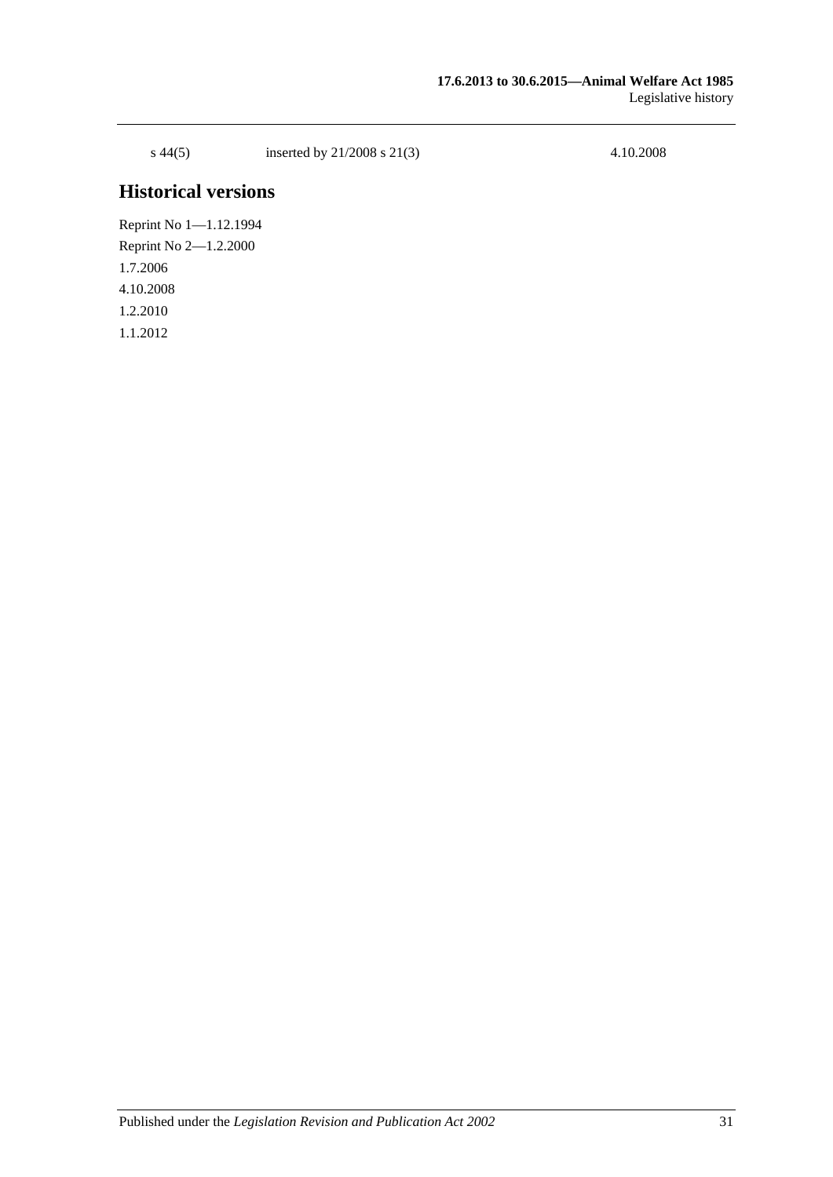| | | |
|---|---|---|
| s 44(5) | inserted by 21/2008 s 21(3) | 4.10.2008 |

## Historical versions

Reprint No 1—1.12.1994

Reprint No 2—1.2.2000

1.7.2006

4.10.2008

1.2.2010

1.1.2012